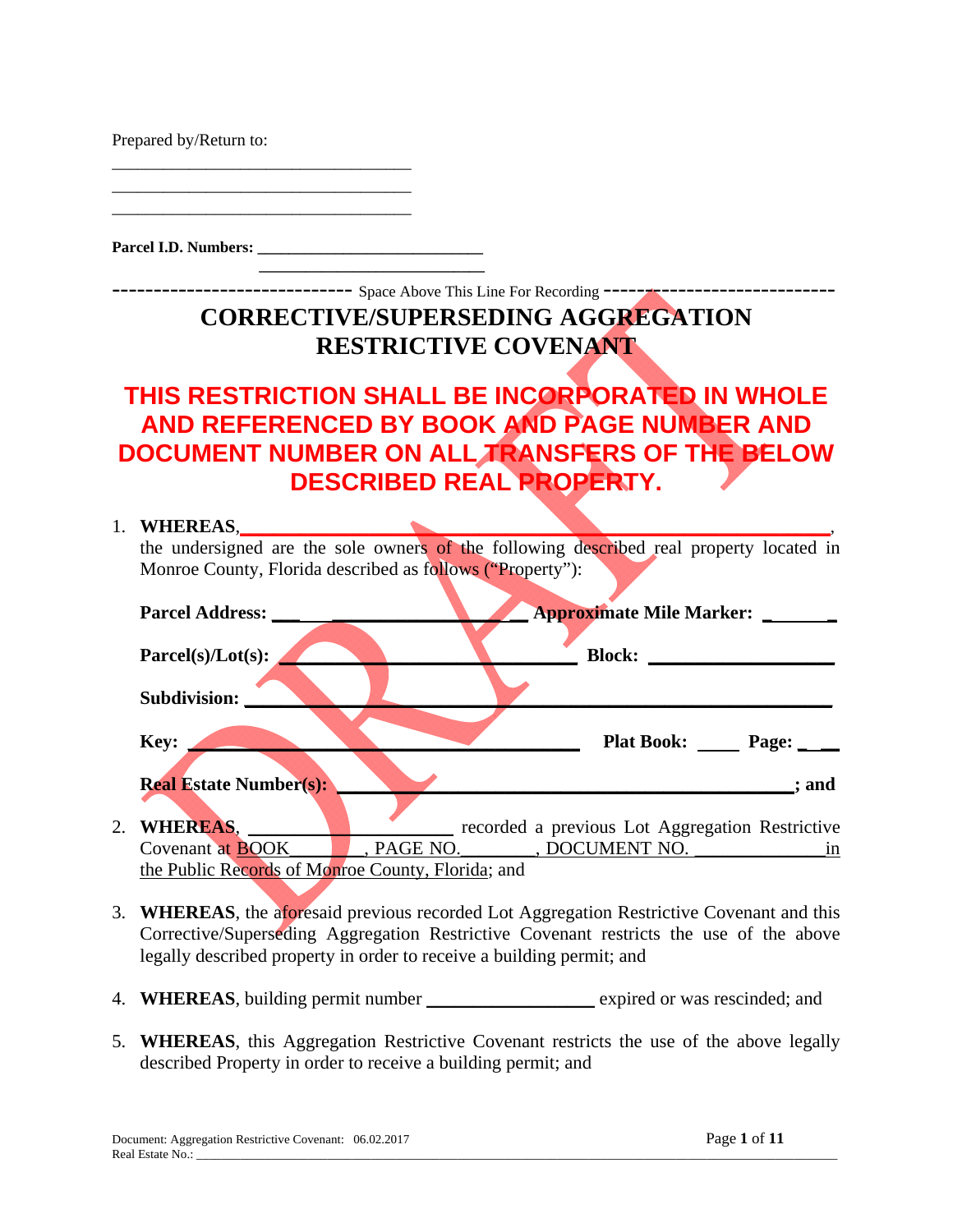Prepared by/Return to:

\_\_\_\_\_\_\_\_\_\_\_\_\_\_\_\_\_\_\_\_\_\_\_\_\_\_\_\_\_\_\_\_\_\_\_\_

\_\_\_\_\_\_\_\_\_\_\_\_\_\_\_\_\_\_\_\_\_\_\_\_\_\_\_\_\_\_\_\_\_\_\_\_

\_\_\_\_\_\_\_\_\_\_\_\_\_\_\_\_\_\_\_\_\_\_\_\_\_\_\_\_\_\_\_\_\_\_\_\_

**Parcel I.D. Numbers:** \_\_\_\_\_\_\_\_\_\_\_\_\_\_\_\_\_\_\_\_\_\_\_\_\_\_\_\_

\_\_\_\_\_\_\_\_\_\_\_\_\_\_\_\_\_\_\_\_\_\_\_\_\_\_\_\_

---------------------------- Space Above This Line For Recording ----------------------------

# CORRECTIVE/SUPERSEDING AGGREGATION RESTRICTIVE COVENANT

## THIS RESTRICTION SHALL BE INCORPORATED IN WHOLE AND REFERENCED BY BOOK AND PAGE NUMBER AND DOCUMENT NUMBER ON ALL TRANSFERS OF THE BELOW DESCRIBED REAL PROPERTY.

1. **WHEREAS**, \_\_\_\_\_\_\_\_\_\_\_\_\_\_\_\_\_\_\_\_\_\_\_\_\_\_\_\_\_\_\_\_\_\_\_\_\_\_\_\_\_\_\_\_\_\_\_\_\_\_\_\_\_\_\_\_, the undersigned are the sole owners of the following described real property located in Monroe County, Florida described as follows ("Property"):

   **Parcel Address:** \_\_\_\_\_\_\_\_\_\_\_\_\_\_\_\_\_\_\_\_\_\_\_\_\_\_ **Approximate Mile Marker:** \_\_\_\_\_\_\_\_

   **Parcel(s)/Lot(s):** \_\_\_\_\_\_\_\_\_\_\_\_\_\_\_\_\_\_\_\_\_\_\_\_\_\_\_\_\_\_\_ **Block:** \_\_\_\_\_\_\_\_\_\_\_\_\_\_\_\_\_\_\_\_

   **Subdivision:** \_\_\_\_\_\_\_\_\_\_\_\_\_\_\_\_\_\_\_\_\_\_\_\_\_\_\_\_\_\_\_\_\_\_\_\_\_\_\_\_\_\_\_\_\_\_\_\_\_\_\_\_\_\_\_\_\_\_\_\_\_

   **Key:** \_\_\_\_\_\_\_\_\_\_\_\_\_\_\_\_\_\_\_\_\_\_\_\_\_\_\_\_\_\_\_\_\_\_\_\_\_\_\_\_\_\_ **Plat Book:** \_\_\_\_\_ **Page:** \_\_\_\_\_

   **Real Estate Number(s):** \_\_\_\_\_\_\_\_\_\_\_\_\_\_\_\_\_\_\_\_\_\_\_\_\_\_\_\_\_\_\_\_\_\_\_\_\_\_\_\_\_\_\_\_\_\_**; and**

2. **WHEREAS**, \_\_\_\_\_\_\_\_\_\_\_\_\_\_\_\_\_\_\_\_\_\_\_ recorded a previous Lot Aggregation Restrictive Covenant at BOOK\_\_\_\_\_\_\_\_, PAGE NO.\_\_\_\_\_\_\_\_, DOCUMENT NO. \_\_\_\_\_\_\_\_\_\_\_\_\_\_\_ in the Public Records of Monroe County, Florida; and

3. **WHEREAS**, the aforesaid previous recorded Lot Aggregation Restrictive Covenant and this Corrective/Superseding Aggregation Restrictive Covenant restricts the use of the above legally described property in order to receive a building permit; and

4. **WHEREAS**, building permit number \_\_\_\_\_\_\_\_\_\_\_\_\_\_\_\_\_\_ expired or was rescinded; and

5. **WHEREAS**, this Aggregation Restrictive Covenant restricts the use of the above legally described Property in order to receive a building permit; and

Document: Aggregation Restrictive Covenant: 06.02.2017

Real Estate No.: \_\_\_\_\_\_\_\_\_\_\_\_\_\_\_\_\_\_\_\_\_\_\_\_\_\_\_\_\_\_\_\_\_\_\_\_\_\_\_\_\_\_\_\_\_\_\_\_\_\_\_\_\_\_\_\_\_\_\_\_\_\_\_\_\_\_\_\_\_\_\_\_\_\_\_\_\_\_\_\_\_\_\_\_\_\_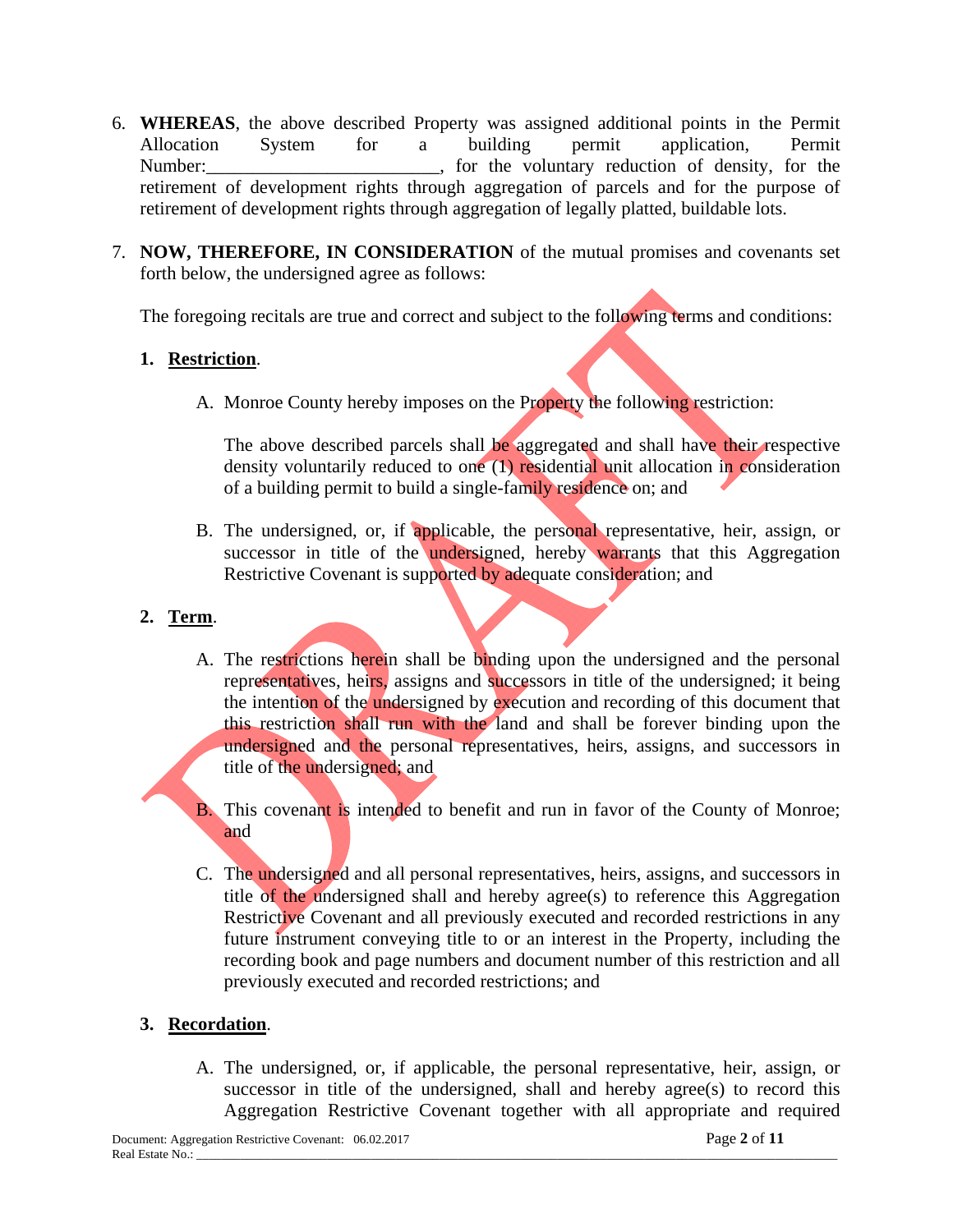6. **WHEREAS**, the above described Property was assigned additional points in the Permit Allocation System for a building permit application, Permit Number:________________________, for the voluntary reduction of density, for the retirement of development rights through aggregation of parcels and for the purpose of retirement of development rights through aggregation of legally platted, buildable lots.

7. **NOW, THEREFORE, IN CONSIDERATION** of the mutual promises and covenants set forth below, the undersigned agree as follows:

   The foregoing recitals are true and correct and subject to the following terms and conditions:

**1. Restriction.**

A. Monroe County hereby imposes on the Property the following restriction:

   The above described parcels shall be aggregated and shall have their respective density voluntarily reduced to one (1) residential unit allocation in consideration of a building permit to build a single-family residence on; and

B. The undersigned, or, if applicable, the personal representative, heir, assign, or successor in title of the undersigned, hereby warrants that this Aggregation Restrictive Covenant is supported by adequate consideration; and

**2. Term.**

A. The restrictions herein shall be binding upon the undersigned and the personal representatives, heirs, assigns and successors in title of the undersigned; it being the intention of the undersigned by execution and recording of this document that this restriction shall run with the land and shall be forever binding upon the undersigned and the personal representatives, heirs, assigns, and successors in title of the undersigned; and

B. This covenant is intended to benefit and run in favor of the County of Monroe; and

C. The undersigned and all personal representatives, heirs, assigns, and successors in title of the undersigned shall and hereby agree(s) to reference this Aggregation Restrictive Covenant and all previously executed and recorded restrictions in any future instrument conveying title to or an interest in the Property, including the recording book and page numbers and document number of this restriction and all previously executed and recorded restrictions; and

**3. Recordation.**

A. The undersigned, or, if applicable, the personal representative, heir, assign, or successor in title of the undersigned, shall and hereby agree(s) to record this Aggregation Restrictive Covenant together with all appropriate and required

Document: Aggregation Restrictive Covenant: 06.02.2017
Real Estate No.: ____________________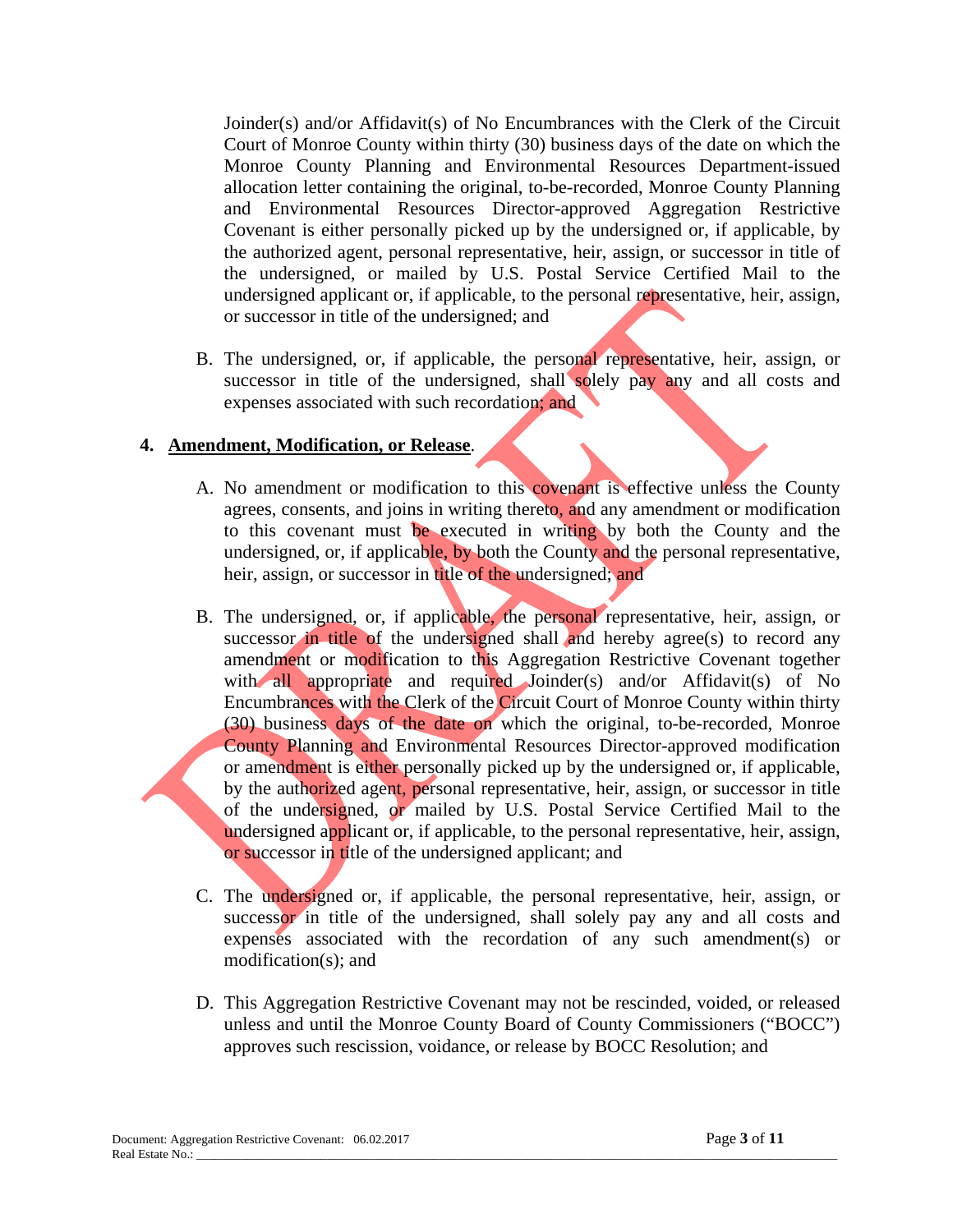Joinder(s) and/or Affidavit(s) of No Encumbrances with the Clerk of the Circuit Court of Monroe County within thirty (30) business days of the date on which the Monroe County Planning and Environmental Resources Department-issued allocation letter containing the original, to-be-recorded, Monroe County Planning and Environmental Resources Director-approved Aggregation Restrictive Covenant is either personally picked up by the undersigned or, if applicable, by the authorized agent, personal representative, heir, assign, or successor in title of the undersigned, or mailed by U.S. Postal Service Certified Mail to the undersigned applicant or, if applicable, to the personal representative, heir, assign, or successor in title of the undersigned; and

B. The undersigned, or, if applicable, the personal representative, heir, assign, or successor in title of the undersigned, shall solely pay any and all costs and expenses associated with such recordation; and

**4. <u>Amendment, Modification, or Release</u>.**

A. No amendment or modification to this covenant is effective unless the County agrees, consents, and joins in writing thereto, and any amendment or modification to this covenant must be executed in writing by both the County and the undersigned, or, if applicable, by both the County and the personal representative, heir, assign, or successor in title of the undersigned; and

B. The undersigned, or, if applicable, the personal representative, heir, assign, or successor in title of the undersigned shall and hereby agree(s) to record any amendment or modification to this Aggregation Restrictive Covenant together with all appropriate and required Joinder(s) and/or Affidavit(s) of No Encumbrances with the Clerk of the Circuit Court of Monroe County within thirty (30) business days of the date on which the original, to-be-recorded, Monroe County Planning and Environmental Resources Director-approved modification or amendment is either personally picked up by the undersigned or, if applicable, by the authorized agent, personal representative, heir, assign, or successor in title of the undersigned, or mailed by U.S. Postal Service Certified Mail to the undersigned applicant or, if applicable, to the personal representative, heir, assign, or successor in title of the undersigned applicant; and

C. The undersigned or, if applicable, the personal representative, heir, assign, or successor in title of the undersigned, shall solely pay any and all costs and expenses associated with the recordation of any such amendment(s) or modification(s); and

D. This Aggregation Restrictive Covenant may not be rescinded, voided, or released unless and until the Monroe County Board of County Commissioners ("BOCC") approves such rescission, voidance, or release by BOCC Resolution; and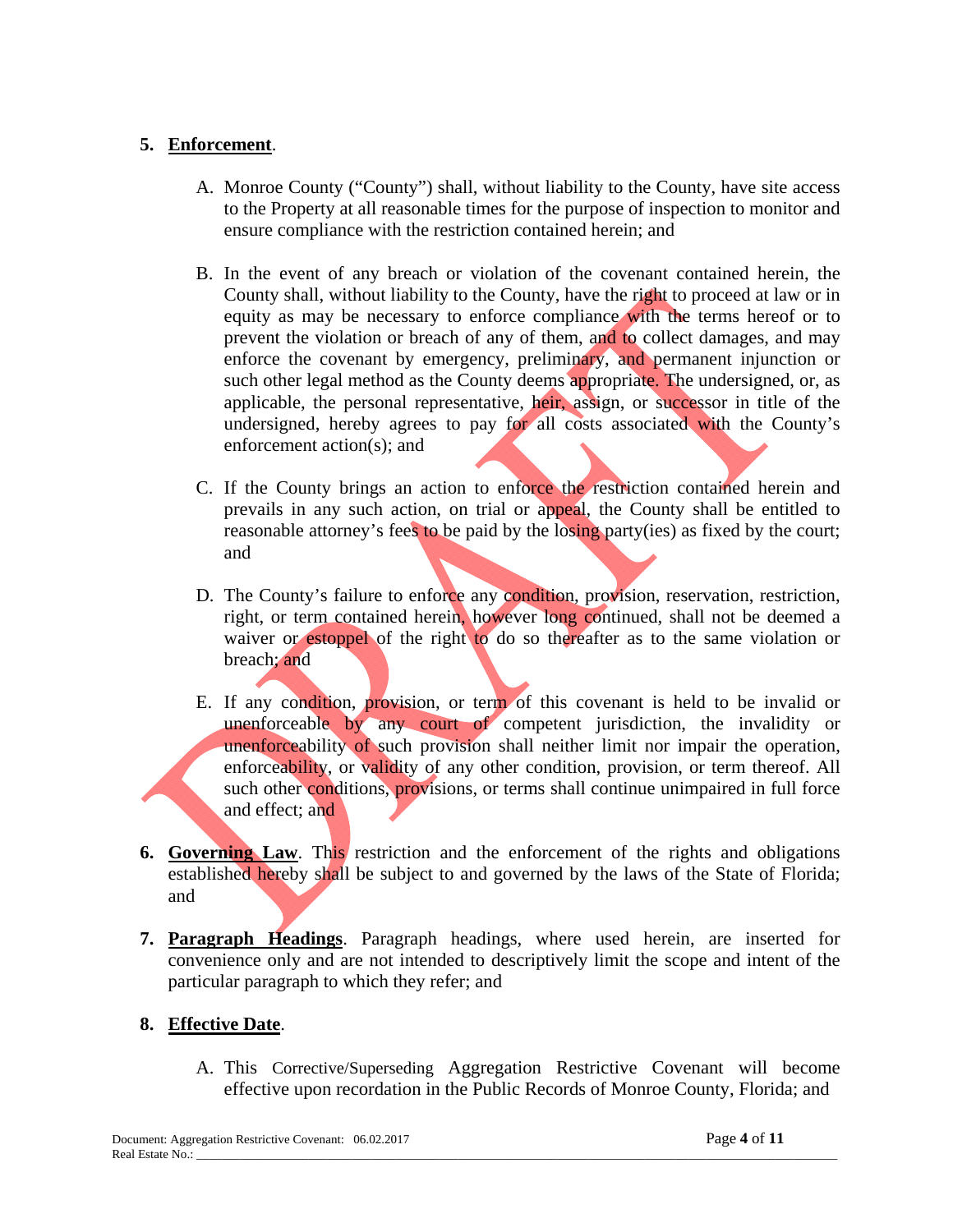5. **Enforcement**.

   A. Monroe County ("County") shall, without liability to the County, have site access to the Property at all reasonable times for the purpose of inspection to monitor and ensure compliance with the restriction contained herein; and

   B. In the event of any breach or violation of the covenant contained herein, the County shall, without liability to the County, have the right to proceed at law or in equity as may be necessary to enforce compliance with the terms hereof or to prevent the violation or breach of any of them, and to collect damages, and may enforce the covenant by emergency, preliminary, and permanent injunction or such other legal method as the County deems appropriate. The undersigned, or, as applicable, the personal representative, heir, assign, or successor in title of the undersigned, hereby agrees to pay for all costs associated with the County's enforcement action(s); and

   C. If the County brings an action to enforce the restriction contained herein and prevails in any such action, on trial or appeal, the County shall be entitled to reasonable attorney's fees to be paid by the losing party(ies) as fixed by the court; and

   D. The County's failure to enforce any condition, provision, reservation, restriction, right, or term contained herein, however long continued, shall not be deemed a waiver or estoppel of the right to do so thereafter as to the same violation or breach; and

   E. If any condition, provision, or term of this covenant is held to be invalid or unenforceable by any court of competent jurisdiction, the invalidity or unenforceability of such provision shall neither limit nor impair the operation, enforceability, or validity of any other condition, provision, or term thereof. All such other conditions, provisions, or terms shall continue unimpaired in full force and effect; and

6. **Governing Law**. This restriction and the enforcement of the rights and obligations established hereby shall be subject to and governed by the laws of the State of Florida; and

7. **Paragraph Headings**. Paragraph headings, where used herein, are inserted for convenience only and are not intended to descriptively limit the scope and intent of the particular paragraph to which they refer; and

8. **Effective Date**.

   A. This Corrective/Superseding Aggregation Restrictive Covenant will become effective upon recordation in the Public Records of Monroe County, Florida; and

Document: Aggregation Restrictive Covenant: 06.02.2017
Real Estate No.: \_\_\_\_\_\_\_\_\_\_\_\_\_\_\_\_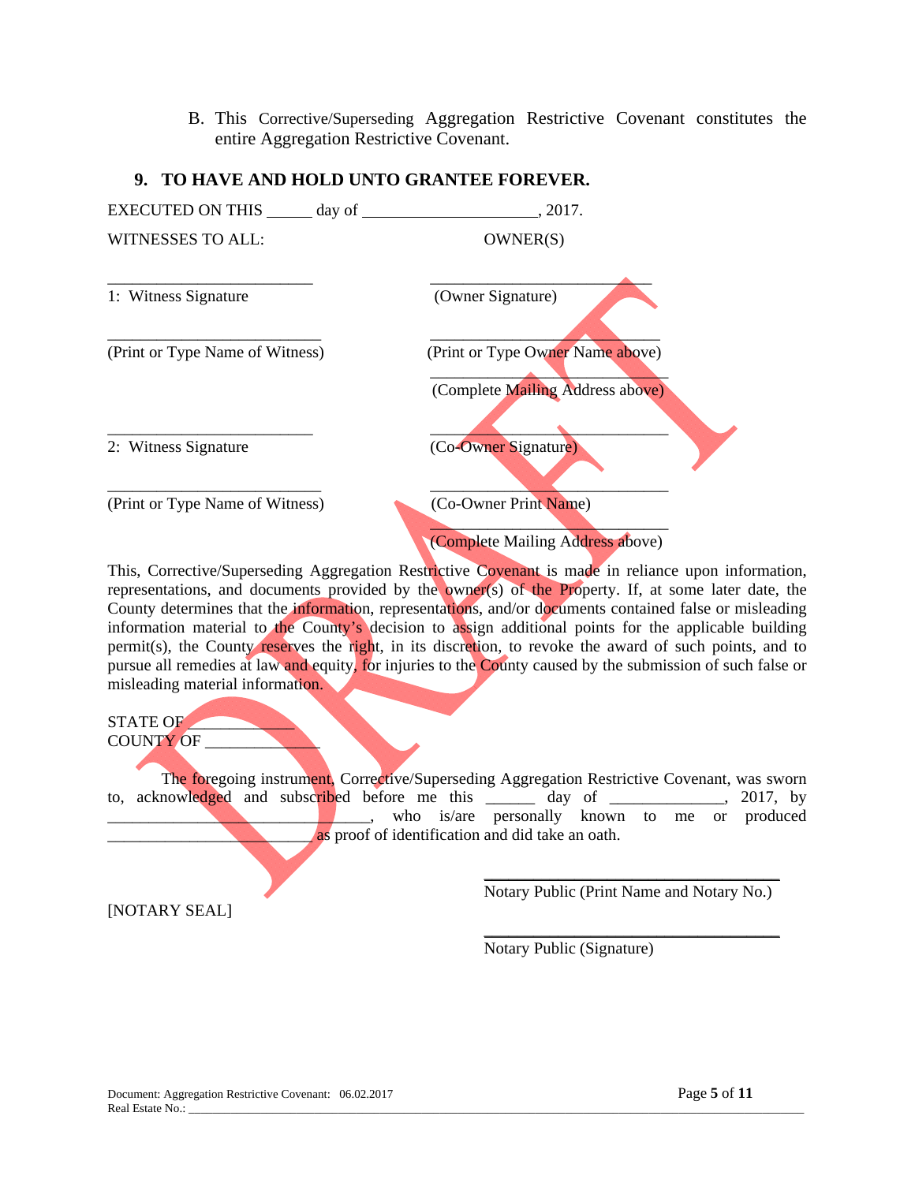B. This Corrective/Superseding Aggregation Restrictive Covenant constitutes the entire Aggregation Restrictive Covenant.

**9. TO HAVE AND HOLD UNTO GRANTEE FOREVER.**

EXECUTED ON THIS ______ day of _____________________, 2017.

WITNESSES TO ALL: OWNER(S)

_________________________ _________________________

1: Witness Signature (Owner Signature)

_________________________ _________________________

(Print or Type Name of Witness) (Print or Type Owner Name above)

_________________________

(Complete Mailing Address above)

_________________________ _________________________

2: Witness Signature (Co-Owner Signature)

_________________________ _________________________

(Print or Type Name of Witness) (Co-Owner Print Name)

_________________________

(Complete Mailing Address above)

This, Corrective/Superseding Aggregation Restrictive Covenant is made in reliance upon information, representations, and documents provided by the owner(s) of the Property. If, at some later date, the County determines that the information, representations, and/or documents contained false or misleading information material to the County's decision to assign additional points for the applicable building permit(s), the County reserves the right, in its discretion, to revoke the award of such points, and to pursue all remedies at law and equity, for injuries to the County caused by the submission of such false or misleading material information.

STATE OF _____________
COUNTY OF _____________

The foregoing instrument, Corrective/Superseding Aggregation Restrictive Covenant, was sworn to, acknowledged and subscribed before me this ______ day of ______________, 2017, by ________________________________, who is/are personally known to me or produced __________________________ as proof of identification and did take an oath.

_________________________________

Notary Public (Print Name and Notary No.)

[NOTARY SEAL]

_________________________________

Notary Public (Signature)

Document: Aggregation Restrictive Covenant: 06.02.2017
Real Estate No.: ________________________________________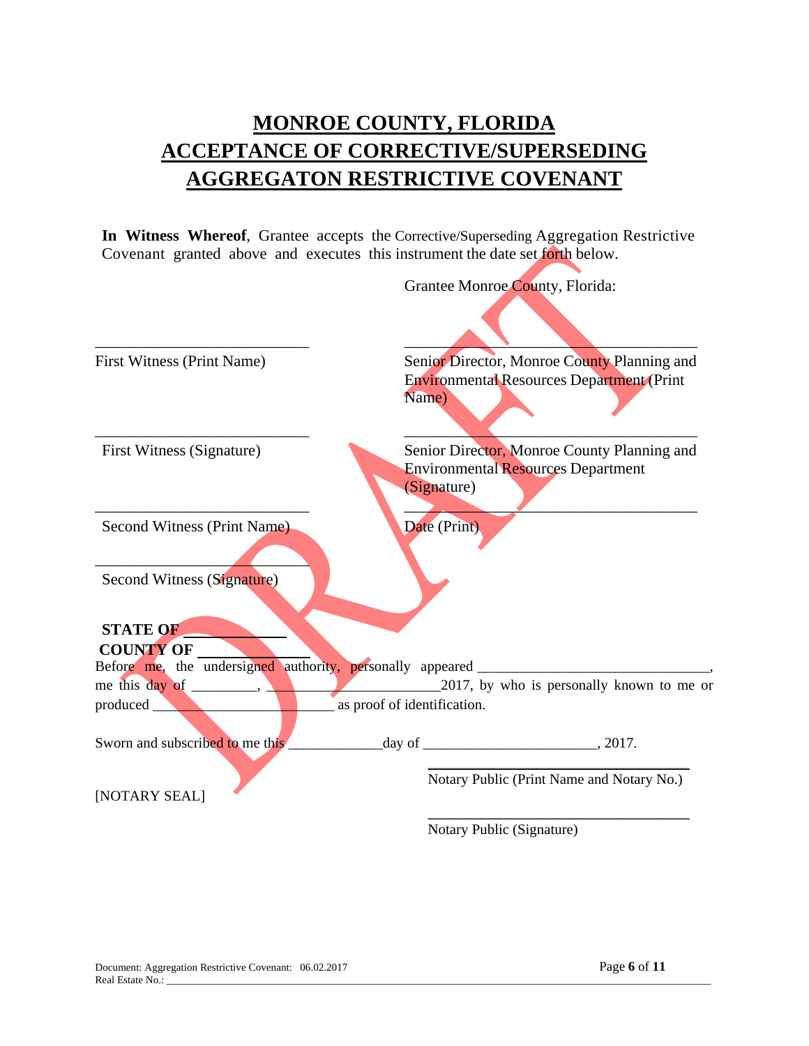# MONROE COUNTY, FLORIDA
# ACCEPTANCE OF CORRECTIVE/SUPERSEDING AGGREGATON RESTRICTIVE COVENANT

**In Witness Whereof**, Grantee accepts the Corrective/Superseding Aggregation Restrictive Covenant granted above and executes this instrument the date set forth below.

Grantee Monroe County, Florida:

___________________________
First Witness (Print Name)

___________________________
First Witness (Signature)

___________________________
Second Witness (Print Name)

___________________________
Second Witness (Signature)

___________________________
Senior Director, Monroe County Planning and Environmental Resources Department (Print Name)

___________________________
Senior Director, Monroe County Planning and Environmental Resources Department (Signature)

___________________________
Date (Print)

**STATE OF** ____________
**COUNTY OF** ____________

Before me, the undersigned authority, personally appeared ______________________________, me this day of _________, ________________________2017, by who is personally known to me or produced _________________________ as proof of identification.

Sworn and subscribed to me this ____________day of _______________________, 2017.

___________________________
Notary Public (Print Name and Notary No.)

[NOTARY SEAL]

___________________________
Notary Public (Signature)

Document: Aggregation Restrictive Covenant: 06.02.2017
Real Estate No.: ________________________________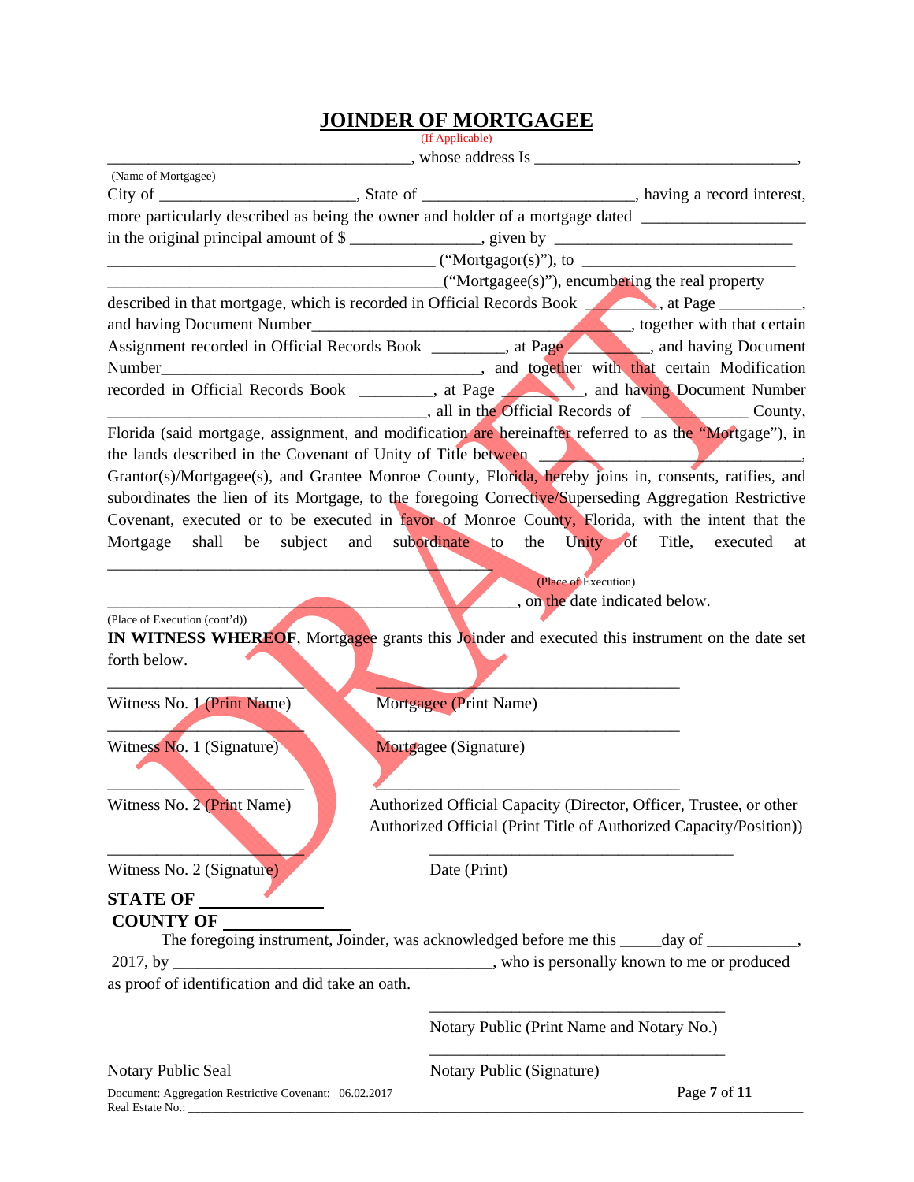# JOINDER OF MORTGAGEE

(If Applicable)

_____________________________________, whose address Is ________________________________,
(Name of Mortgagee)
City of _______________________, State of ________________________, having a record interest, more particularly described as being the owner and holder of a mortgage dated ___________________ in the original principal amount of $ _______________, given by ____________________________ _______________________________________ ("Mortgagor(s)"), to _________________________ _________________________________________("Mortgagee(s)"), encumbering the real property described in that mortgage, which is recorded in Official Records Book _________, at Page __________, and having Document Number______________________________________, together with that certain Assignment recorded in Official Records Book _________, at Page __________, and having Document Number______________________________________, and together with that certain Modification recorded in Official Records Book _________, at Page __________, and having Document Number ______________________________________, all in the Official Records of _____________ County, Florida (said mortgage, assignment, and modification are hereinafter referred to as the "Mortgage"), in the lands described in the Covenant of Unity of Title between ________________________________, Grantor(s)/Mortgagee(s), and Grantee Monroe County, Florida, hereby joins in, consents, ratifies, and subordinates the lien of its Mortgage, to the foregoing Corrective/Superseding Aggregation Restrictive Covenant, executed or to be executed in favor of Monroe County, Florida, with the intent that the Mortgage shall be subject and subordinate to the Unity of Title, executed at _______________________________________________
(Place of Execution)
_________________________________________________________, on the date indicated below.
(Place of Execution (cont'd))

**IN WITNESS WHEREOF**, Mortgagee grants this Joinder and executed this instrument on the date set forth below.

________________________ ____________________________________
Witness No. 1 (Print Name) Mortgagee (Print Name)

________________________ ____________________________________
Witness No. 1 (Signature) Mortgagee (Signature)

________________________ ____________________________________
Witness No. 2 (Print Name) Authorized Official Capacity (Director, Officer, Trustee, or other Authorized Official (Print Title of Authorized Capacity/Position))

________________________ ____________________________________
Witness No. 2 (Signature) Date (Print)

**STATE OF** ______________
**COUNTY OF** ______________

The foregoing instrument, Joinder, was acknowledged before me this _____day of ___________, 2017, by ______________________________________, who is personally known to me or produced as proof of identification and did take an oath.

____________________________________
Notary Public (Print Name and Notary No.)

____________________________________
Notary Public Seal Notary Public (Signature)

Document: Aggregation Restrictive Covenant: 06.02.2017
Real Estate No.: ________________________________________________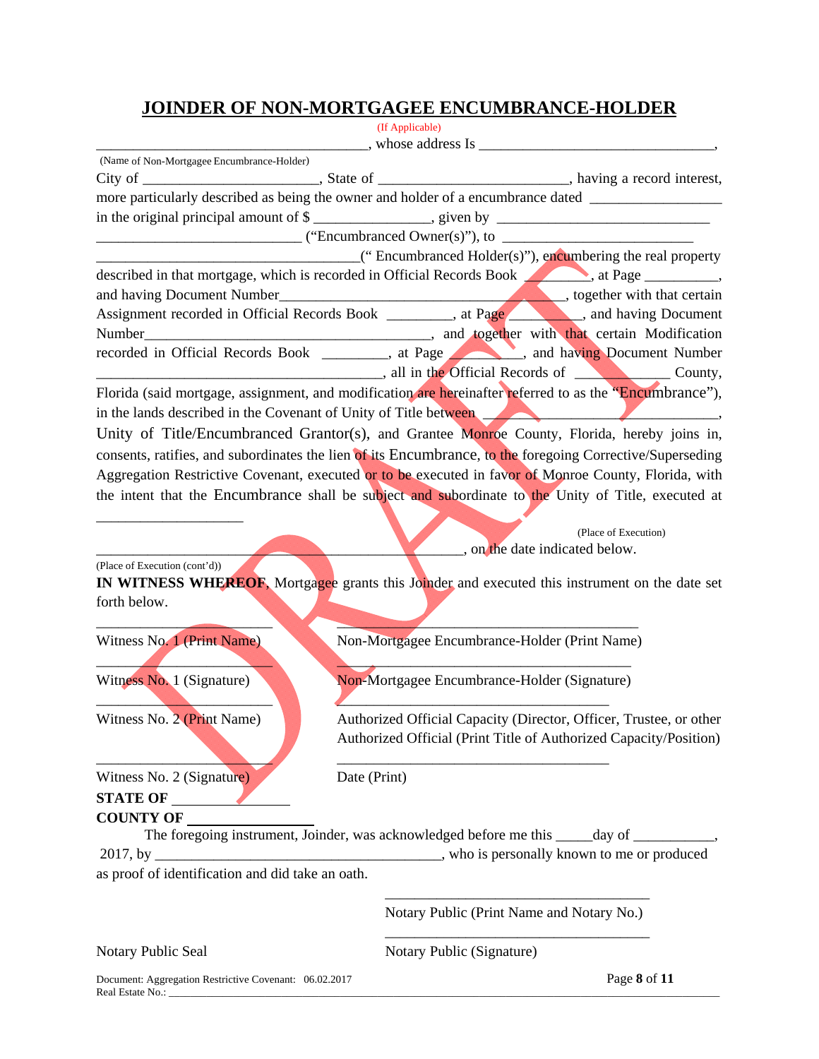# JOINDER OF NON-MORTGAGEE ENCUMBRANCE-HOLDER

(If Applicable)

_____________________________________, whose address Is ________________________________,
(Name of Non-Mortgagee Encumbrance-Holder)
City of ________________________, State of ________________________, having a record interest, more particularly described as being the owner and holder of a encumbrance dated _________________ in the original principal amount of $ _______________, given by ____________________________ ___________________________ ("Encumbranced Owner(s)"), to __________________________ ____________________________________(" Encumbranced Holder(s)"), encumbering the real property described in that mortgage, which is recorded in Official Records Book _________, at Page _________, and having Document Number_____________________________________, together with that certain Assignment recorded in Official Records Book _________, at Page _________, and having Document Number_____________________________________, and together with that certain Modification recorded in Official Records Book _________, at Page _________, and having Document Number _____________________________________, all in the Official Records of _____________ County, Florida (said mortgage, assignment, and modification are hereinafter referred to as the "Encumbrance"), in the lands described in the Covenant of Unity of Title between ________________________________, Unity of Title/Encumbranced Grantor(s), and Grantee Monroe County, Florida, hereby joins in, consents, ratifies, and subordinates the lien of its Encumbrance, to the foregoing Corrective/Superseding Aggregation Restrictive Covenant, executed or to be executed in favor of Monroe County, Florida, with the intent that the Encumbrance shall be subject and subordinate to the Unity of Title, executed at ___________________
(Place of Execution)
_________________________________________________, on the date indicated below.
(Place of Execution (cont'd))

**IN WITNESS WHEREOF**, Mortgagee grants this Joinder and executed this instrument on the date set forth below.

| | |
|---|---|
| _______________________ | _______________________________________ |
| Witness No. 1 (Print Name) | Non-Mortgagee Encumbrance-Holder (Print Name) |
| _______________________ | _______________________________________ |
| Witness No. 1 (Signature) | Non-Mortgagee Encumbrance-Holder (Signature) |
| _______________________ | _______________________________________ |
| Witness No. 2 (Print Name) | Authorized Official Capacity (Director, Officer, Trustee, or other Authorized Official (Print Title of Authorized Capacity/Position) |
| _______________________ | _______________________________________ |
| Witness No. 2 (Signature) | Date (Print) |

**STATE OF** _______________

**COUNTY OF** _______________

The foregoing instrument, Joinder, was acknowledged before me this _____day of ___________, 2017, by _____________________________________, who is personally known to me or produced as proof of identification and did take an oath.

_____________________________________
Notary Public (Print Name and Notary No.)

Notary Public Seal

_____________________________________
Notary Public (Signature)

Document: Aggregation Restrictive Covenant: 06.02.2017
Real Estate No.: _______________________________________________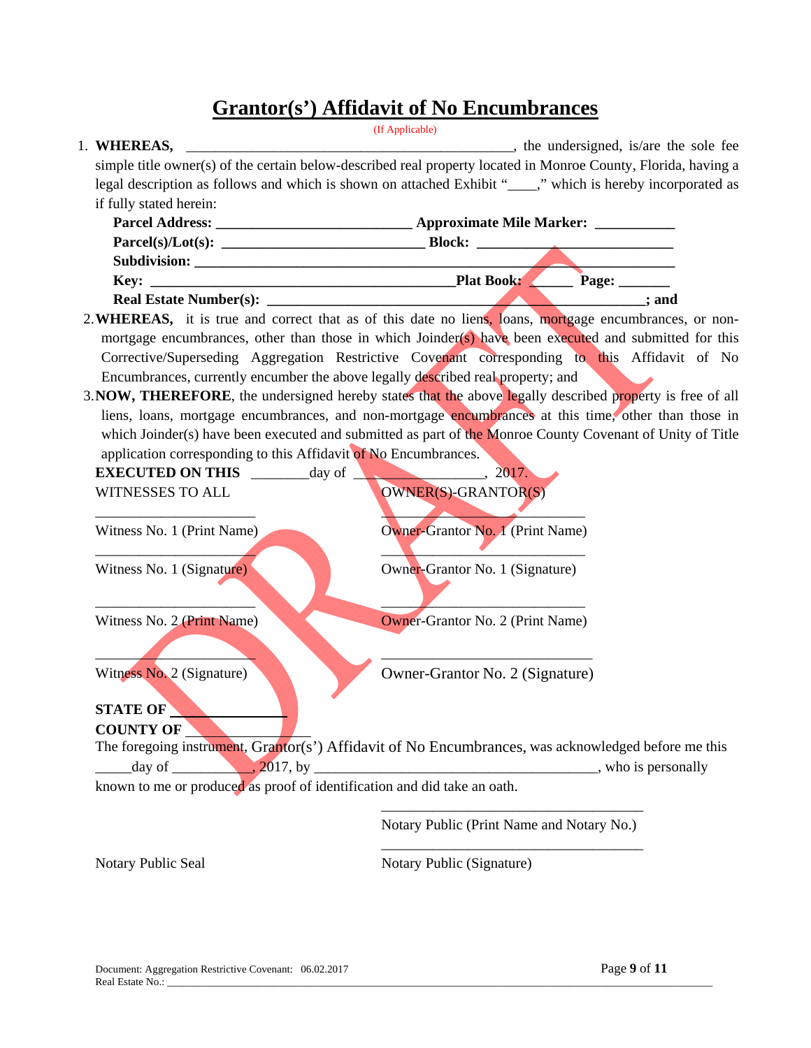# Grantor(s') Affidavit of No Encumbrances

(If Applicable)

1. **WHEREAS,** _______________________________________________, the undersigned, is/are the sole fee simple title owner(s) of the certain below-described real property located in Monroe County, Florida, having a legal description as follows and which is shown on attached Exhibit "____," which is hereby incorporated as if fully stated herein:

   **Parcel Address:** ___________________________ **Approximate Mile Marker:** ___________
   **Parcel(s)/Lot(s):** ____________________________ **Block:** ____________________________
   **Subdivision:** _______________________________________________________________________
   **Key:** ____________________________________________**Plat Book:** ______ **Page:** _______
   **Real Estate Number(s):** ____________________________________________________; **and**

2. **WHEREAS,** it is true and correct that as of this date no liens, loans, mortgage encumbrances, or non-mortgage encumbrances, other than those in which Joinder(s) have been executed and submitted for this Corrective/Superseding Aggregation Restrictive Covenant corresponding to this Affidavit of No Encumbrances, currently encumber the above legally described real property; and

3. **NOW, THEREFORE**, the undersigned hereby states that the above legally described property is free of all liens, loans, mortgage encumbrances, and non-mortgage encumbrances at this time, other than those in which Joinder(s) have been executed and submitted as part of the Monroe County Covenant of Unity of Title application corresponding to this Affidavit of No Encumbrances.

**EXECUTED ON THIS** ________day of ___________________, 2017.

WITNESSES TO ALL — OWNER(S)-GRANTOR(S)

______________________ Witness No. 1 (Print Name) — ____________________________ Owner-Grantor No. 1 (Print Name)

______________________ Witness No. 1 (Signature) — ____________________________ Owner-Grantor No. 1 (Signature)

______________________ Witness No. 2 (Print Name) — ____________________________ Owner-Grantor No. 2 (Print Name)

______________________ Witness No. 2 (Signature) — ____________________________ Owner-Grantor No. 2 (Signature)

**STATE OF** ________________
**COUNTY OF** ________________

The foregoing instrument, Grantor(s') Affidavit of No Encumbrances, was acknowledged before me this _____day of ___________, 2017, by ________________________________________, who is personally known to me or produced as proof of identification and did take an oath.

____________________________________
Notary Public (Print Name and Notary No.)

Notary Public Seal

____________________________________
Notary Public (Signature)

Document: Aggregation Restrictive Covenant: 06.02.2017
Real Estate No.: ______________________________________________________________________________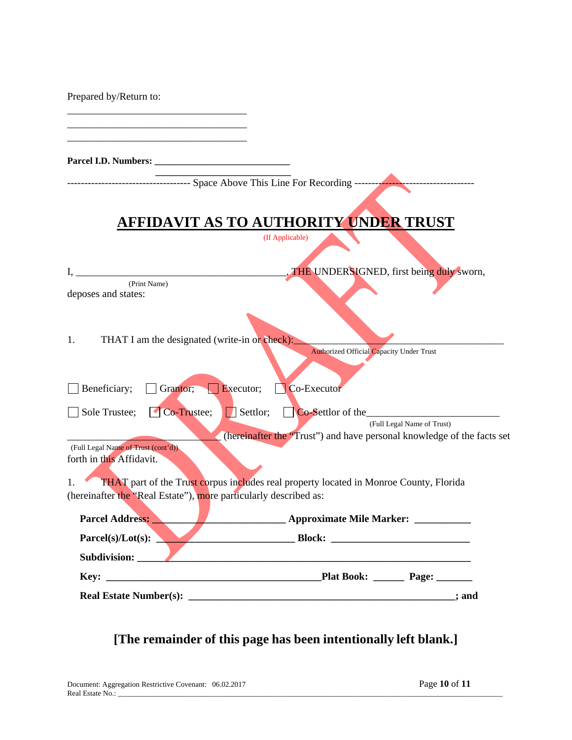Prepared by/Return to:

____________________________________
____________________________________
____________________________________

**Parcel I.D. Numbers: ___________________________**
**___________________________**

------------------------------------ Space Above This Line For Recording ------------------------------------

# AFFIDAVIT AS TO AUTHORITY UNDER TRUST

(If Applicable)

I, __________________________________________, THE UNDERSIGNED, first being duly sworn,
(Print Name)
deposes and states:

1. THAT I am the designated (write-in or check):________________________________________
Authorized Official Capacity Under Trust

☐ Beneficiary; ☐ Grantor; ☐ Executor; ☐ Co-Executor

☐ Sole Trustee; ☐ Co-Trustee; ☐ Settlor; ☐ Co-Settlor of the_________________________
(Full Legal Name of Trust)
______________________________ (hereinafter the "Trust") and have personal knowledge of the facts set
(Full Legal Name of Trust (cont'd))
forth in this Affidavit.

1. THAT part of the Trust corpus includes real property located in Monroe County, Florida (hereinafter the "Real Estate"), more particularly described as:

**Parcel Address: _________________________ Approximate Mile Marker: __________**

**Parcel(s)/Lot(s): _________________________ Block: __________________________**

**Subdivision: _______________________________________________________________**

**Key: _________________________________________Plat Book: ______ Page: _______**

**Real Estate Number(s): __________________________________________________; and**

## [The remainder of this page has been intentionally left blank.]

Document: Aggregation Restrictive Covenant: 06.02.2017
Real Estate No.: ____________________________________________________________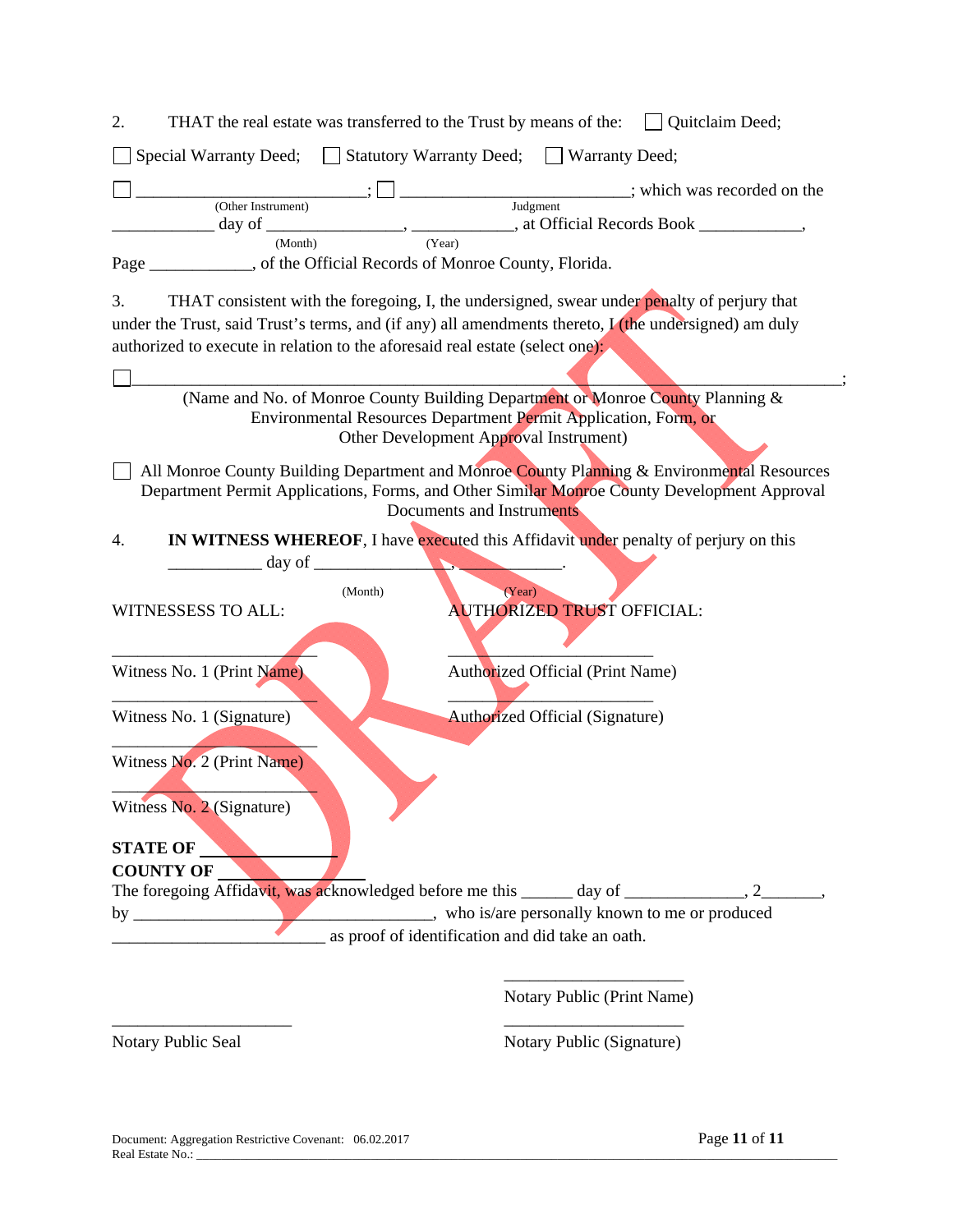2. THAT the real estate was transferred to the Trust by means of the: ☐ Quitclaim Deed;

☐ Special Warranty Deed; ☐ Statutory Warranty Deed; ☐ Warranty Deed;

☐ ___________________________ (Other Instrument); ☐ ___________________________ Judgment; which was recorded on the ____________ day of ________________ (Month), ____________ (Year), at Official Records Book ____________, Page ____________, of the Official Records of Monroe County, Florida.

3. THAT consistent with the foregoing, I, the undersigned, swear under penalty of perjury that under the Trust, said Trust's terms, and (if any) all amendments thereto, I (the undersigned) am duly authorized to execute in relation to the aforesaid real estate (select one):

☐ ______________________________________________________________________________;
(Name and No. of Monroe County Building Department or Monroe County Planning & Environmental Resources Department Permit Application, Form, or Other Development Approval Instrument)

☐ All Monroe County Building Department and Monroe County Planning & Environmental Resources Department Permit Applications, Forms, and Other Similar Monroe County Development Approval Documents and Instruments

4. **IN WITNESS WHEREOF**, I have executed this Affidavit under penalty of perjury on this ___________ day of ________________ (Month), ____________ (Year).

WITNESSES TO ALL:

_________________________
Witness No. 1 (Print Name)

_________________________
Witness No. 1 (Signature)

_________________________
Witness No. 2 (Print Name)

_________________________
Witness No. 2 (Signature)

AUTHORIZED TRUST OFFICIAL:

_________________________
Authorized Official (Print Name)

_________________________
Authorized Official (Signature)

**STATE OF** _______________
**COUNTY OF** _______________

The foregoing Affidavit, was acknowledged before me this ______ day of ______________, 2_______, by ____________________________________, who is/are personally known to me or produced __________________________ as proof of identification and did take an oath.

_____________________
Notary Public (Print Name)

_____________________
Notary Public Seal

_____________________
Notary Public (Signature)

Document: Aggregation Restrictive Covenant: 06.02.2017
Real Estate No.: ________________________________________________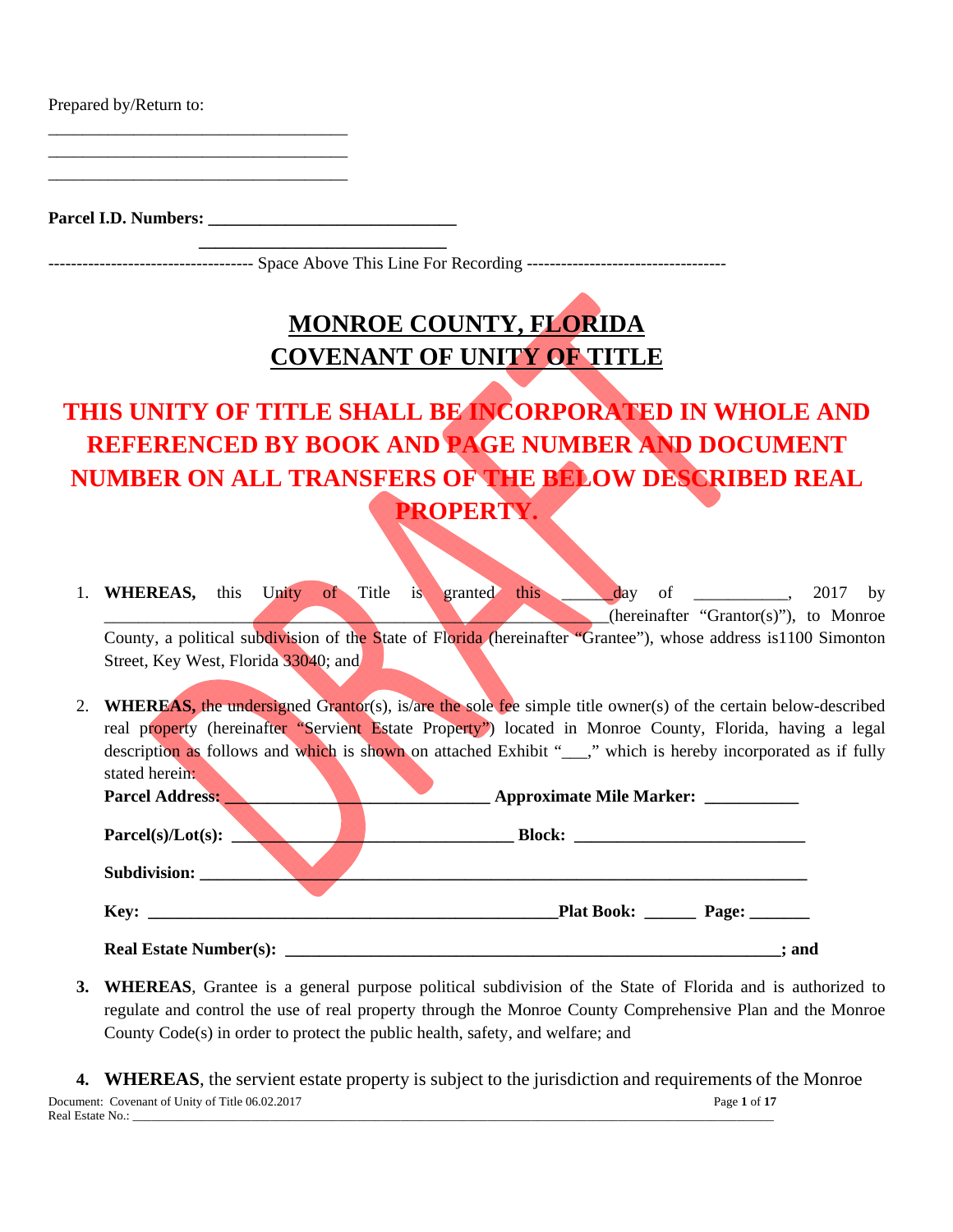Prepared by/Return to:

___________________________________

___________________________________

___________________________________

**Parcel I.D. Numbers: ____________________________**

**____________________________**

------------------------------------ Space Above This Line For Recording -----------------------------------

# MONROE COUNTY, FLORIDA
# COVENANT OF UNITY OF TITLE

**THIS UNITY OF TITLE SHALL BE INCORPORATED IN WHOLE AND REFERENCED BY BOOK AND PAGE NUMBER AND DOCUMENT NUMBER ON ALL TRANSFERS OF THE BELOW DESCRIBED REAL PROPERTY.**

1. **WHEREAS,** this Unity of Title is granted this ______day of ___________, 2017 by ____________________________________________________________(hereinafter "Grantor(s)"), to Monroe County, a political subdivision of the State of Florida (hereinafter "Grantee"), whose address is1100 Simonton Street, Key West, Florida 33040; and

2. **WHEREAS,** the undersigned Grantor(s), is/are the sole fee simple title owner(s) of the certain below-described real property (hereinafter "Servient Estate Property") located in Monroe County, Florida, having a legal description as follows and which is shown on attached Exhibit "___," which is hereby incorporated as if fully stated herein:

   **Parcel Address: ______________________________ Approximate Mile Marker: ___________**

   **Parcel(s)/Lot(s): ________________________________ Block: ___________________________**

   **Subdivision: ________________________________________________________________________**

   **Key: ________________________________________________Plat Book: ______ Page: _______**

   **Real Estate Number(s): ____________________________________________________________; and**

3. **WHEREAS**, Grantee is a general purpose political subdivision of the State of Florida and is authorized to regulate and control the use of real property through the Monroe County Comprehensive Plan and the Monroe County Code(s) in order to protect the public health, safety, and welfare; and

4. **WHEREAS**, the servient estate property is subject to the jurisdiction and requirements of the Monroe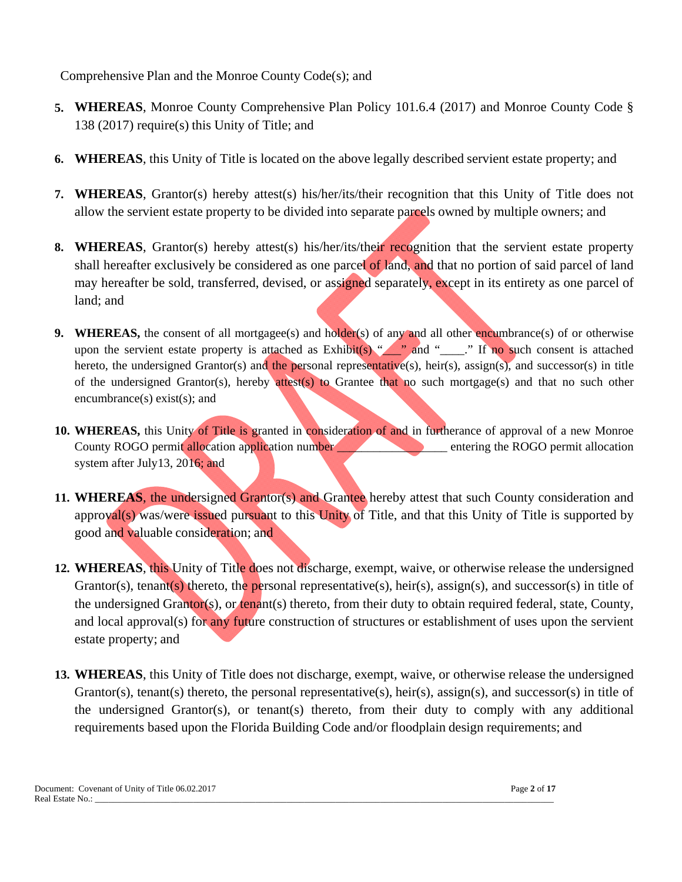Comprehensive Plan and the Monroe County Code(s); and

5. **WHEREAS**, Monroe County Comprehensive Plan Policy 101.6.4 (2017) and Monroe County Code § 138 (2017) require(s) this Unity of Title; and

6. **WHEREAS**, this Unity of Title is located on the above legally described servient estate property; and

7. **WHEREAS**, Grantor(s) hereby attest(s) his/her/its/their recognition that this Unity of Title does not allow the servient estate property to be divided into separate parcels owned by multiple owners; and

8. **WHEREAS**, Grantor(s) hereby attest(s) his/her/its/their recognition that the servient estate property shall hereafter exclusively be considered as one parcel of land, and that no portion of said parcel of land may hereafter be sold, transferred, devised, or assigned separately, except in its entirety as one parcel of land; and

9. **WHEREAS,** the consent of all mortgagee(s) and holder(s) of any and all other encumbrance(s) of or otherwise upon the servient estate property is attached as Exhibit(s) "___" and "____." If no such consent is attached hereto, the undersigned Grantor(s) and the personal representative(s), heir(s), assign(s), and successor(s) in title of the undersigned Grantor(s), hereby attest(s) to Grantee that no such mortgage(s) and that no such other encumbrance(s) exist(s); and

10. **WHEREAS,** this Unity of Title is granted in consideration of and in furtherance of approval of a new Monroe County ROGO permit allocation application number __________________ entering the ROGO permit allocation system after July13, 2016; and

11. **WHEREAS**, the undersigned Grantor(s) and Grantee hereby attest that such County consideration and approval(s) was/were issued pursuant to this Unity of Title, and that this Unity of Title is supported by good and valuable consideration; and

12. **WHEREAS**, this Unity of Title does not discharge, exempt, waive, or otherwise release the undersigned Grantor(s), tenant(s) thereto, the personal representative(s), heir(s), assign(s), and successor(s) in title of the undersigned Grantor(s), or tenant(s) thereto, from their duty to obtain required federal, state, County, and local approval(s) for any future construction of structures or establishment of uses upon the servient estate property; and

13. **WHEREAS**, this Unity of Title does not discharge, exempt, waive, or otherwise release the undersigned Grantor(s), tenant(s) thereto, the personal representative(s), heir(s), assign(s), and successor(s) in title of the undersigned Grantor(s), or tenant(s) thereto, from their duty to comply with any additional requirements based upon the Florida Building Code and/or floodplain design requirements; and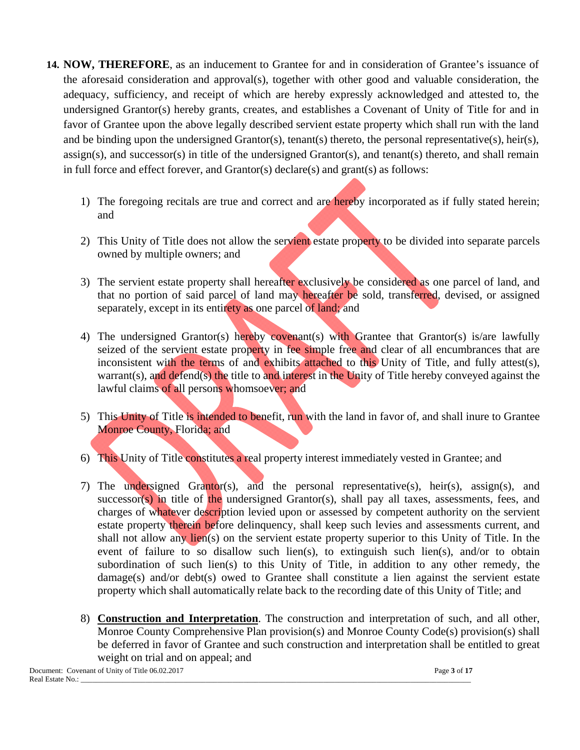14. **NOW, THEREFORE**, as an inducement to Grantee for and in consideration of Grantee's issuance of the aforesaid consideration and approval(s), together with other good and valuable consideration, the adequacy, sufficiency, and receipt of which are hereby expressly acknowledged and attested to, the undersigned Grantor(s) hereby grants, creates, and establishes a Covenant of Unity of Title for and in favor of Grantee upon the above legally described servient estate property which shall run with the land and be binding upon the undersigned Grantor(s), tenant(s) thereto, the personal representative(s), heir(s), assign(s), and successor(s) in title of the undersigned Grantor(s), and tenant(s) thereto, and shall remain in full force and effect forever, and Grantor(s) declare(s) and grant(s) as follows:

    1) The foregoing recitals are true and correct and are hereby incorporated as if fully stated herein; and

    2) This Unity of Title does not allow the servient estate property to be divided into separate parcels owned by multiple owners; and

    3) The servient estate property shall hereafter exclusively be considered as one parcel of land, and that no portion of said parcel of land may hereafter be sold, transferred, devised, or assigned separately, except in its entirety as one parcel of land; and

    4) The undersigned Grantor(s) hereby covenant(s) with Grantee that Grantor(s) is/are lawfully seized of the servient estate property in fee simple free and clear of all encumbrances that are inconsistent with the terms of and exhibits attached to this Unity of Title, and fully attest(s), warrant(s), and defend(s) the title to and interest in the Unity of Title hereby conveyed against the lawful claims of all persons whomsoever; and

    5) This Unity of Title is intended to benefit, run with the land in favor of, and shall inure to Grantee Monroe County, Florida; and

    6) This Unity of Title constitutes a real property interest immediately vested in Grantee; and

    7) The undersigned Grantor(s), and the personal representative(s), heir(s), assign(s), and successor(s) in title of the undersigned Grantor(s), shall pay all taxes, assessments, fees, and charges of whatever description levied upon or assessed by competent authority on the servient estate property therein before delinquency, shall keep such levies and assessments current, and shall not allow any lien(s) on the servient estate property superior to this Unity of Title. In the event of failure to so disallow such lien(s), to extinguish such lien(s), and/or to obtain subordination of such lien(s) to this Unity of Title, in addition to any other remedy, the damage(s) and/or debt(s) owed to Grantee shall constitute a lien against the servient estate property which shall automatically relate back to the recording date of this Unity of Title; and

    8) **Construction and Interpretation**. The construction and interpretation of such, and all other, Monroe County Comprehensive Plan provision(s) and Monroe County Code(s) provision(s) shall be deferred in favor of Grantee and such construction and interpretation shall be entitled to great weight on trial and on appeal; and

Document: Covenant of Unity of Title 06.02.2017
Real Estate No.: \_\_\_\_\_\_\_\_\_\_\_\_\_\_\_\_\_\_\_\_\_\_\_\_\_\_\_\_\_\_\_\_\_\_\_\_\_\_\_\_\_\_\_\_\_\_\_\_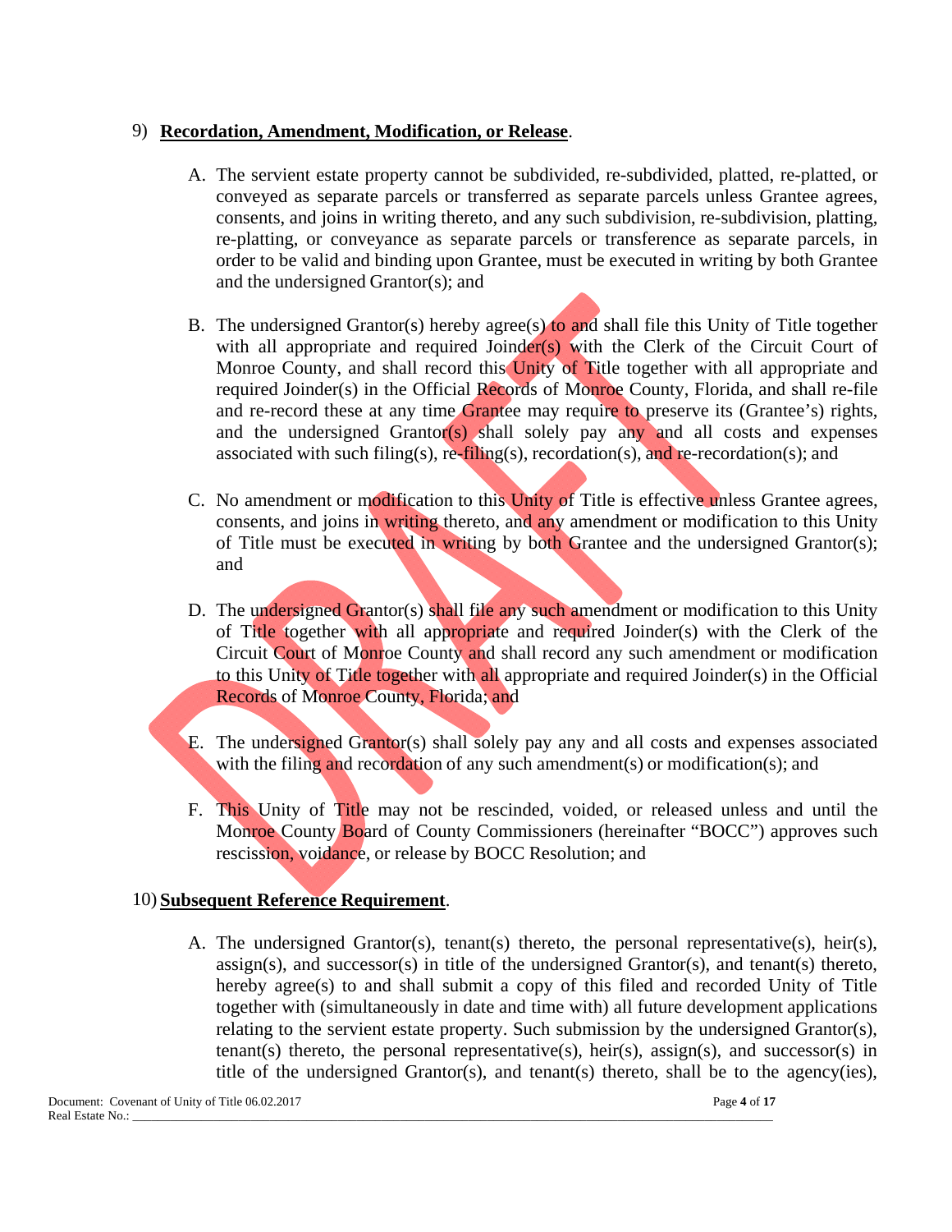9) **Recordation, Amendment, Modification, or Release**.

A. The servient estate property cannot be subdivided, re-subdivided, platted, re-platted, or conveyed as separate parcels or transferred as separate parcels unless Grantee agrees, consents, and joins in writing thereto, and any such subdivision, re-subdivision, platting, re-platting, or conveyance as separate parcels or transference as separate parcels, in order to be valid and binding upon Grantee, must be executed in writing by both Grantee and the undersigned Grantor(s); and

B. The undersigned Grantor(s) hereby agree(s) to and shall file this Unity of Title together with all appropriate and required Joinder(s) with the Clerk of the Circuit Court of Monroe County, and shall record this Unity of Title together with all appropriate and required Joinder(s) in the Official Records of Monroe County, Florida, and shall re-file and re-record these at any time Grantee may require to preserve its (Grantee's) rights, and the undersigned Grantor(s) shall solely pay any and all costs and expenses associated with such filing(s), re-filing(s), recordation(s), and re-recordation(s); and

C. No amendment or modification to this Unity of Title is effective unless Grantee agrees, consents, and joins in writing thereto, and any amendment or modification to this Unity of Title must be executed in writing by both Grantee and the undersigned Grantor(s); and

D. The undersigned Grantor(s) shall file any such amendment or modification to this Unity of Title together with all appropriate and required Joinder(s) with the Clerk of the Circuit Court of Monroe County and shall record any such amendment or modification to this Unity of Title together with all appropriate and required Joinder(s) in the Official Records of Monroe County, Florida; and

E. The undersigned Grantor(s) shall solely pay any and all costs and expenses associated with the filing and recordation of any such amendment(s) or modification(s); and

F. This Unity of Title may not be rescinded, voided, or released unless and until the Monroe County Board of County Commissioners (hereinafter "BOCC") approves such rescission, voidance, or release by BOCC Resolution; and

10) **Subsequent Reference Requirement**.

A. The undersigned Grantor(s), tenant(s) thereto, the personal representative(s), heir(s), assign(s), and successor(s) in title of the undersigned Grantor(s), and tenant(s) thereto, hereby agree(s) to and shall submit a copy of this filed and recorded Unity of Title together with (simultaneously in date and time with) all future development applications relating to the servient estate property. Such submission by the undersigned Grantor(s), tenant(s) thereto, the personal representative(s), heir(s), assign(s), and successor(s) in title of the undersigned Grantor(s), and tenant(s) thereto, shall be to the agency(ies),

Document: Covenant of Unity of Title 06.02.2017
Real Estate No.: ______________________________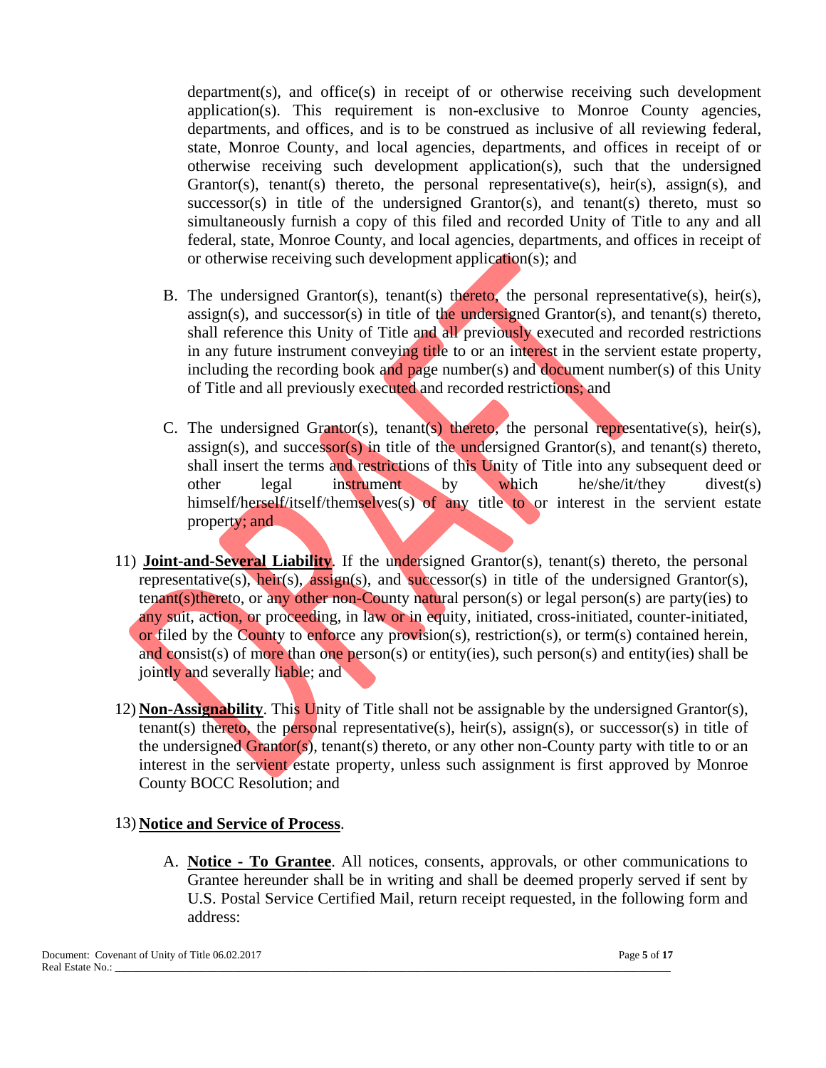department(s), and office(s) in receipt of or otherwise receiving such development application(s). This requirement is non-exclusive to Monroe County agencies, departments, and offices, and is to be construed as inclusive of all reviewing federal, state, Monroe County, and local agencies, departments, and offices in receipt of or otherwise receiving such development application(s), such that the undersigned Grantor(s), tenant(s) thereto, the personal representative(s), heir(s), assign(s), and successor(s) in title of the undersigned Grantor(s), and tenant(s) thereto, must so simultaneously furnish a copy of this filed and recorded Unity of Title to any and all federal, state, Monroe County, and local agencies, departments, and offices in receipt of or otherwise receiving such development application(s); and

B. The undersigned Grantor(s), tenant(s) thereto, the personal representative(s), heir(s), assign(s), and successor(s) in title of the undersigned Grantor(s), and tenant(s) thereto, shall reference this Unity of Title and all previously executed and recorded restrictions in any future instrument conveying title to or an interest in the servient estate property, including the recording book and page number(s) and document number(s) of this Unity of Title and all previously executed and recorded restrictions; and

C. The undersigned Grantor(s), tenant(s) thereto, the personal representative(s), heir(s), assign(s), and successor(s) in title of the undersigned Grantor(s), and tenant(s) thereto, shall insert the terms and restrictions of this Unity of Title into any subsequent deed or other legal instrument by which he/she/it/they divest(s) himself/herself/itself/themselves(s) of any title to or interest in the servient estate property; and

11) **Joint-and-Several Liability**. If the undersigned Grantor(s), tenant(s) thereto, the personal representative(s), heir(s), assign(s), and successor(s) in title of the undersigned Grantor(s), tenant(s)thereto, or any other non-County natural person(s) or legal person(s) are party(ies) to any suit, action, or proceeding, in law or in equity, initiated, cross-initiated, counter-initiated, or filed by the County to enforce any provision(s), restriction(s), or term(s) contained herein, and consist(s) of more than one person(s) or entity(ies), such person(s) and entity(ies) shall be jointly and severally liable; and

12) **Non-Assignability**. This Unity of Title shall not be assignable by the undersigned Grantor(s), tenant(s) thereto, the personal representative(s), heir(s), assign(s), or successor(s) in title of the undersigned Grantor(s), tenant(s) thereto, or any other non-County party with title to or an interest in the servient estate property, unless such assignment is first approved by Monroe County BOCC Resolution; and

13) **Notice and Service of Process**.

A. **Notice - To Grantee**. All notices, consents, approvals, or other communications to Grantee hereunder shall be in writing and shall be deemed properly served if sent by U.S. Postal Service Certified Mail, return receipt requested, in the following form and address:

Document: Covenant of Unity of Title 06.02.2017
Real Estate No.: \_\_\_\_\_\_\_\_\_\_\_\_\_\_\_\_\_\_\_\_\_\_\_\_\_\_\_\_\_\_\_\_\_\_\_\_\_\_\_\_\_\_\_\_\_\_\_\_\_\_\_\_\_\_\_\_\_\_\_\_\_\_\_\_\_\_\_\_\_\_\_\_\_\_\_\_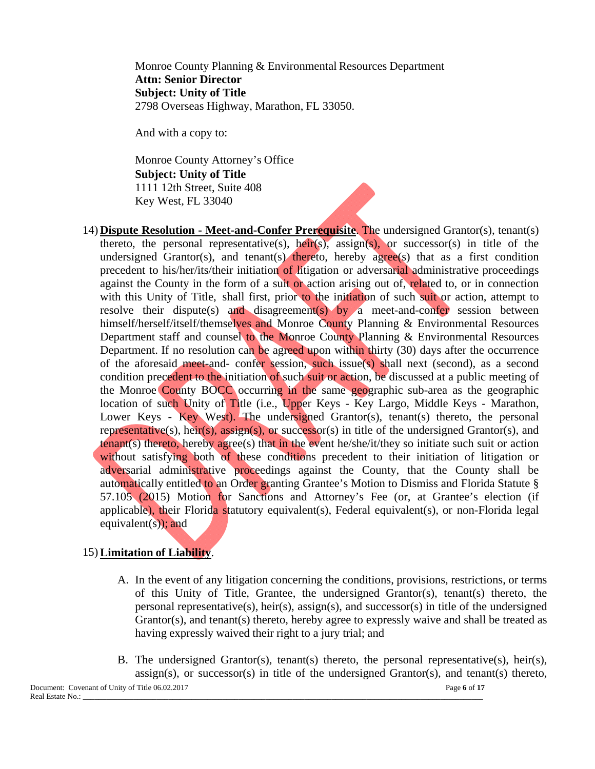Monroe County Planning & Environmental Resources Department
**Attn: Senior Director**
**Subject: Unity of Title**
2798 Overseas Highway, Marathon, FL 33050.

And with a copy to:

Monroe County Attorney's Office
**Subject: Unity of Title**
1111 12th Street, Suite 408
Key West, FL 33040

14) **Dispute Resolution - Meet-and-Confer Prerequisite**. The undersigned Grantor(s), tenant(s) thereto, the personal representative(s), heir(s), assign(s), or successor(s) in title of the undersigned Grantor(s), and tenant(s) thereto, hereby agree(s) that as a first condition precedent to his/her/its/their initiation of litigation or adversarial administrative proceedings against the County in the form of a suit or action arising out of, related to, or in connection with this Unity of Title, shall first, prior to the initiation of such suit or action, attempt to resolve their dispute(s) and disagreement(s) by a meet-and-confer session between himself/herself/itself/themselves and Monroe County Planning & Environmental Resources Department staff and counsel to the Monroe County Planning & Environmental Resources Department. If no resolution can be agreed upon within thirty (30) days after the occurrence of the aforesaid meet-and- confer session, such issue(s) shall next (second), as a second condition precedent to the initiation of such suit or action, be discussed at a public meeting of the Monroe County BOCC occurring in the same geographic sub-area as the geographic location of such Unity of Title (i.e., Upper Keys - Key Largo, Middle Keys - Marathon, Lower Keys - Key West). The undersigned Grantor(s), tenant(s) thereto, the personal representative(s), heir(s), assign(s), or successor(s) in title of the undersigned Grantor(s), and tenant(s) thereto, hereby agree(s) that in the event he/she/it/they so initiate such suit or action without satisfying both of these conditions precedent to their initiation of litigation or adversarial administrative proceedings against the County, that the County shall be automatically entitled to an Order granting Grantee's Motion to Dismiss and Florida Statute § 57.105 (2015) Motion for Sanctions and Attorney's Fee (or, at Grantee's election (if applicable), their Florida statutory equivalent(s), Federal equivalent(s), or non-Florida legal equivalent(s)); and

15) **Limitation of Liability**.

A. In the event of any litigation concerning the conditions, provisions, restrictions, or terms of this Unity of Title, Grantee, the undersigned Grantor(s), tenant(s) thereto, the personal representative(s), heir(s), assign(s), and successor(s) in title of the undersigned Grantor(s), and tenant(s) thereto, hereby agree to expressly waive and shall be treated as having expressly waived their right to a jury trial; and

B. The undersigned Grantor(s), tenant(s) thereto, the personal representative(s), heir(s), assign(s), or successor(s) in title of the undersigned Grantor(s), and tenant(s) thereto,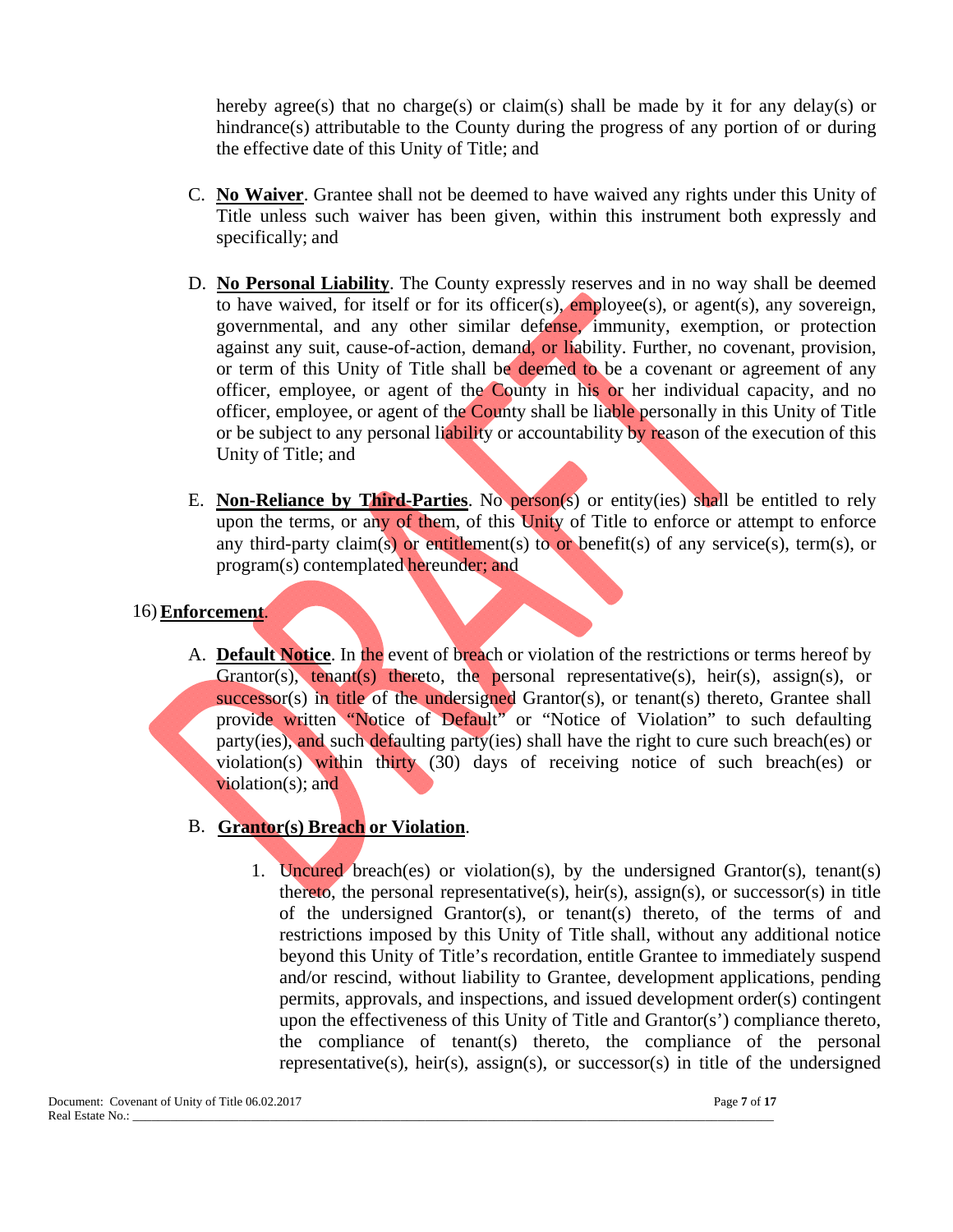hereby agree(s) that no charge(s) or claim(s) shall be made by it for any delay(s) or hindrance(s) attributable to the County during the progress of any portion of or during the effective date of this Unity of Title; and

C. **No Waiver**. Grantee shall not be deemed to have waived any rights under this Unity of Title unless such waiver has been given, within this instrument both expressly and specifically; and

D. **No Personal Liability**. The County expressly reserves and in no way shall be deemed to have waived, for itself or for its officer(s), employee(s), or agent(s), any sovereign, governmental, and any other similar defense, immunity, exemption, or protection against any suit, cause-of-action, demand, or liability. Further, no covenant, provision, or term of this Unity of Title shall be deemed to be a covenant or agreement of any officer, employee, or agent of the County in his or her individual capacity, and no officer, employee, or agent of the County shall be liable personally in this Unity of Title or be subject to any personal liability or accountability by reason of the execution of this Unity of Title; and

E. **Non-Reliance by Third-Parties**. No person(s) or entity(ies) shall be entitled to rely upon the terms, or any of them, of this Unity of Title to enforce or attempt to enforce any third-party claim(s) or entitlement(s) to or benefit(s) of any service(s), term(s), or program(s) contemplated hereunder; and

16) **Enforcement**.

A. **Default Notice**. In the event of breach or violation of the restrictions or terms hereof by Grantor(s), tenant(s) thereto, the personal representative(s), heir(s), assign(s), or successor(s) in title of the undersigned Grantor(s), or tenant(s) thereto, Grantee shall provide written "Notice of Default" or "Notice of Violation" to such defaulting party(ies), and such defaulting party(ies) shall have the right to cure such breach(es) or violation(s) within thirty (30) days of receiving notice of such breach(es) or violation(s); and

B. **Grantor(s) Breach or Violation**.

1. Uncured breach(es) or violation(s), by the undersigned Grantor(s), tenant(s) thereto, the personal representative(s), heir(s), assign(s), or successor(s) in title of the undersigned Grantor(s), or tenant(s) thereto, of the terms of and restrictions imposed by this Unity of Title shall, without any additional notice beyond this Unity of Title's recordation, entitle Grantee to immediately suspend and/or rescind, without liability to Grantee, development applications, pending permits, approvals, and inspections, and issued development order(s) contingent upon the effectiveness of this Unity of Title and Grantor(s') compliance thereto, the compliance of tenant(s) thereto, the compliance of the personal representative(s), heir(s), assign(s), or successor(s) in title of the undersigned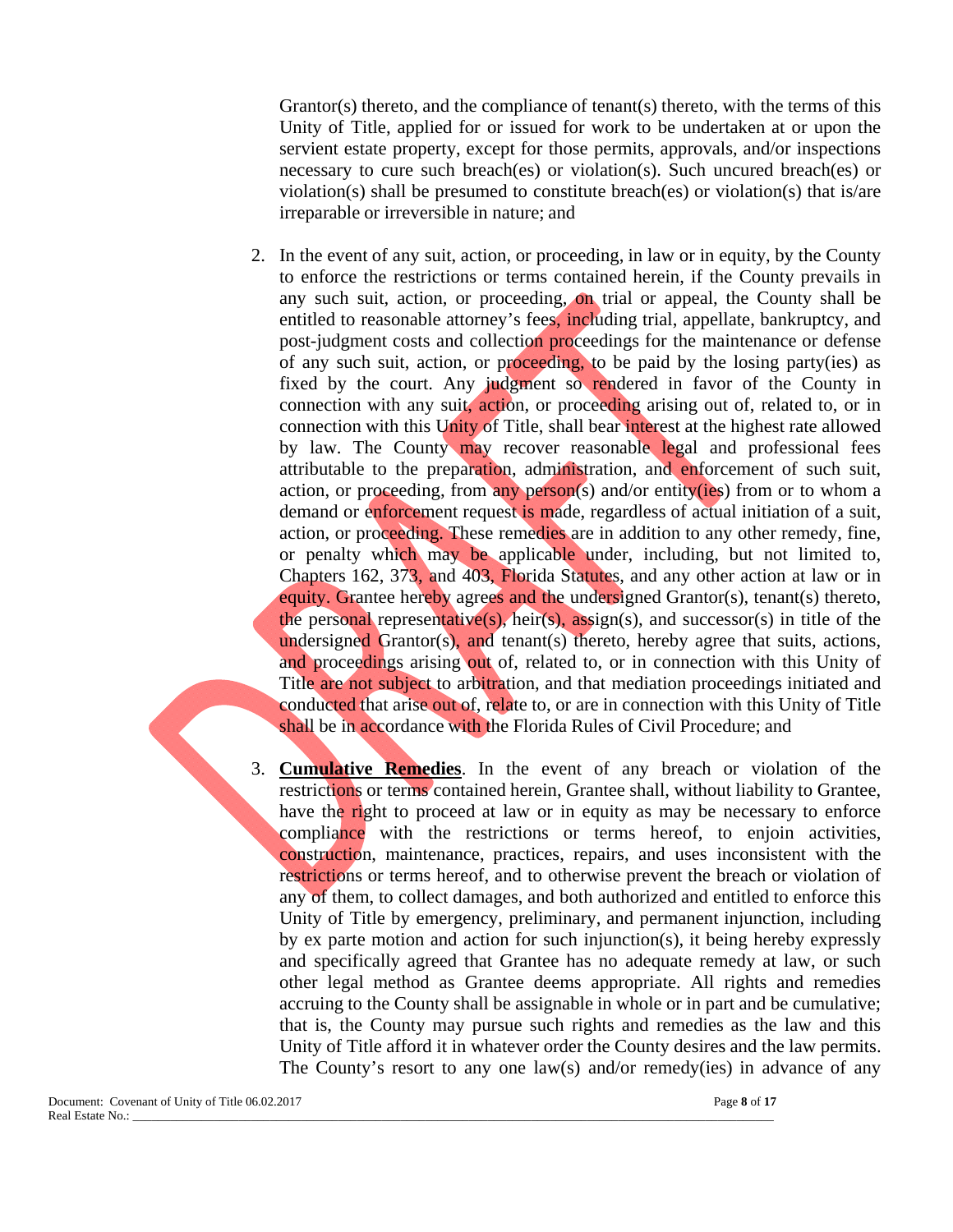Grantor(s) thereto, and the compliance of tenant(s) thereto, with the terms of this Unity of Title, applied for or issued for work to be undertaken at or upon the servient estate property, except for those permits, approvals, and/or inspections necessary to cure such breach(es) or violation(s). Such uncured breach(es) or violation(s) shall be presumed to constitute breach(es) or violation(s) that is/are irreparable or irreversible in nature; and

2. In the event of any suit, action, or proceeding, in law or in equity, by the County to enforce the restrictions or terms contained herein, if the County prevails in any such suit, action, or proceeding, on trial or appeal, the County shall be entitled to reasonable attorney's fees, including trial, appellate, bankruptcy, and post-judgment costs and collection proceedings for the maintenance or defense of any such suit, action, or proceeding, to be paid by the losing party(ies) as fixed by the court. Any judgment so rendered in favor of the County in connection with any suit, action, or proceeding arising out of, related to, or in connection with this Unity of Title, shall bear interest at the highest rate allowed by law. The County may recover reasonable legal and professional fees attributable to the preparation, administration, and enforcement of such suit, action, or proceeding, from any person(s) and/or entity(ies) from or to whom a demand or enforcement request is made, regardless of actual initiation of a suit, action, or proceeding. These remedies are in addition to any other remedy, fine, or penalty which may be applicable under, including, but not limited to, Chapters 162, 373, and 403, Florida Statutes, and any other action at law or in equity. Grantee hereby agrees and the undersigned Grantor(s), tenant(s) thereto, the personal representative(s), heir(s), assign(s), and successor(s) in title of the undersigned Grantor(s), and tenant(s) thereto, hereby agree that suits, actions, and proceedings arising out of, related to, or in connection with this Unity of Title are not subject to arbitration, and that mediation proceedings initiated and conducted that arise out of, relate to, or are in connection with this Unity of Title shall be in accordance with the Florida Rules of Civil Procedure; and

3. **Cumulative Remedies**. In the event of any breach or violation of the restrictions or terms contained herein, Grantee shall, without liability to Grantee, have the right to proceed at law or in equity as may be necessary to enforce compliance with the restrictions or terms hereof, to enjoin activities, construction, maintenance, practices, repairs, and uses inconsistent with the restrictions or terms hereof, and to otherwise prevent the breach or violation of any of them, to collect damages, and both authorized and entitled to enforce this Unity of Title by emergency, preliminary, and permanent injunction, including by ex parte motion and action for such injunction(s), it being hereby expressly and specifically agreed that Grantee has no adequate remedy at law, or such other legal method as Grantee deems appropriate. All rights and remedies accruing to the County shall be assignable in whole or in part and be cumulative; that is, the County may pursue such rights and remedies as the law and this Unity of Title afford it in whatever order the County desires and the law permits. The County's resort to any one law(s) and/or remedy(ies) in advance of any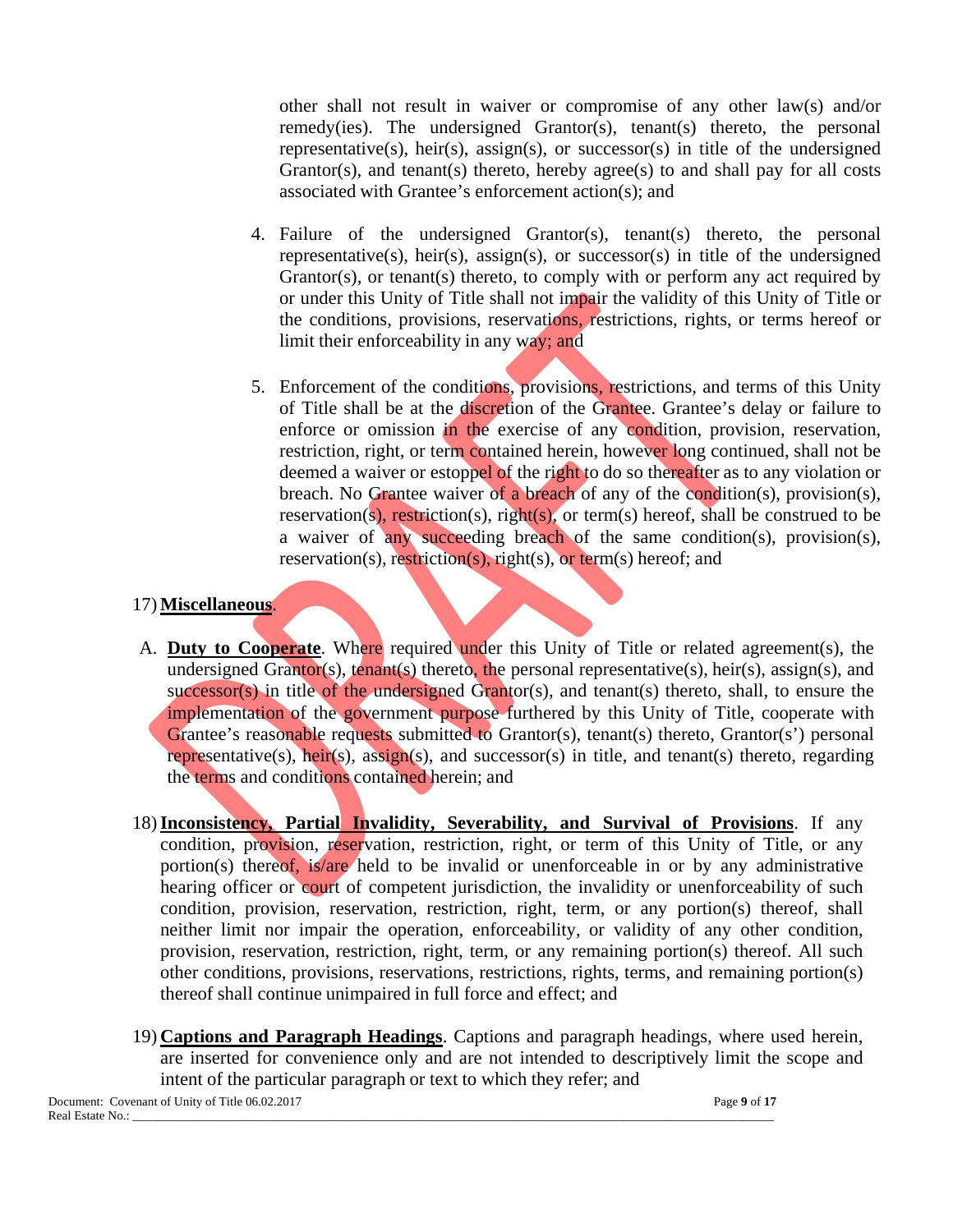other shall not result in waiver or compromise of any other law(s) and/or remedy(ies). The undersigned Grantor(s), tenant(s) thereto, the personal representative(s), heir(s), assign(s), or successor(s) in title of the undersigned Grantor(s), and tenant(s) thereto, hereby agree(s) to and shall pay for all costs associated with Grantee's enforcement action(s); and

4. Failure of the undersigned Grantor(s), tenant(s) thereto, the personal representative(s), heir(s), assign(s), or successor(s) in title of the undersigned Grantor(s), or tenant(s) thereto, to comply with or perform any act required by or under this Unity of Title shall not impair the validity of this Unity of Title or the conditions, provisions, reservations, restrictions, rights, or terms hereof or limit their enforceability in any way; and

5. Enforcement of the conditions, provisions, restrictions, and terms of this Unity of Title shall be at the discretion of the Grantee. Grantee's delay or failure to enforce or omission in the exercise of any condition, provision, reservation, restriction, right, or term contained herein, however long continued, shall not be deemed a waiver or estoppel of the right to do so thereafter as to any violation or breach. No Grantee waiver of a breach of any of the condition(s), provision(s), reservation(s), restriction(s), right(s), or term(s) hereof, shall be construed to be a waiver of any succeeding breach of the same condition(s), provision(s), reservation(s), restriction(s), right(s), or term(s) hereof; and

17) **Miscellaneous**.

A. **Duty to Cooperate**. Where required under this Unity of Title or related agreement(s), the undersigned Grantor(s), tenant(s) thereto, the personal representative(s), heir(s), assign(s), and successor(s) in title of the undersigned Grantor(s), and tenant(s) thereto, shall, to ensure the implementation of the government purpose furthered by this Unity of Title, cooperate with Grantee's reasonable requests submitted to Grantor(s), tenant(s) thereto, Grantor(s') personal representative(s), heir(s), assign(s), and successor(s) in title, and tenant(s) thereto, regarding the terms and conditions contained herein; and

18) **Inconsistency, Partial Invalidity, Severability, and Survival of Provisions**. If any condition, provision, reservation, restriction, right, or term of this Unity of Title, or any portion(s) thereof, is/are held to be invalid or unenforceable in or by any administrative hearing officer or court of competent jurisdiction, the invalidity or unenforceability of such condition, provision, reservation, restriction, right, term, or any portion(s) thereof, shall neither limit nor impair the operation, enforceability, or validity of any other condition, provision, reservation, restriction, right, term, or any remaining portion(s) thereof. All such other conditions, provisions, reservations, restrictions, rights, terms, and remaining portion(s) thereof shall continue unimpaired in full force and effect; and

19) **Captions and Paragraph Headings**. Captions and paragraph headings, where used herein, are inserted for convenience only and are not intended to descriptively limit the scope and intent of the particular paragraph or text to which they refer; and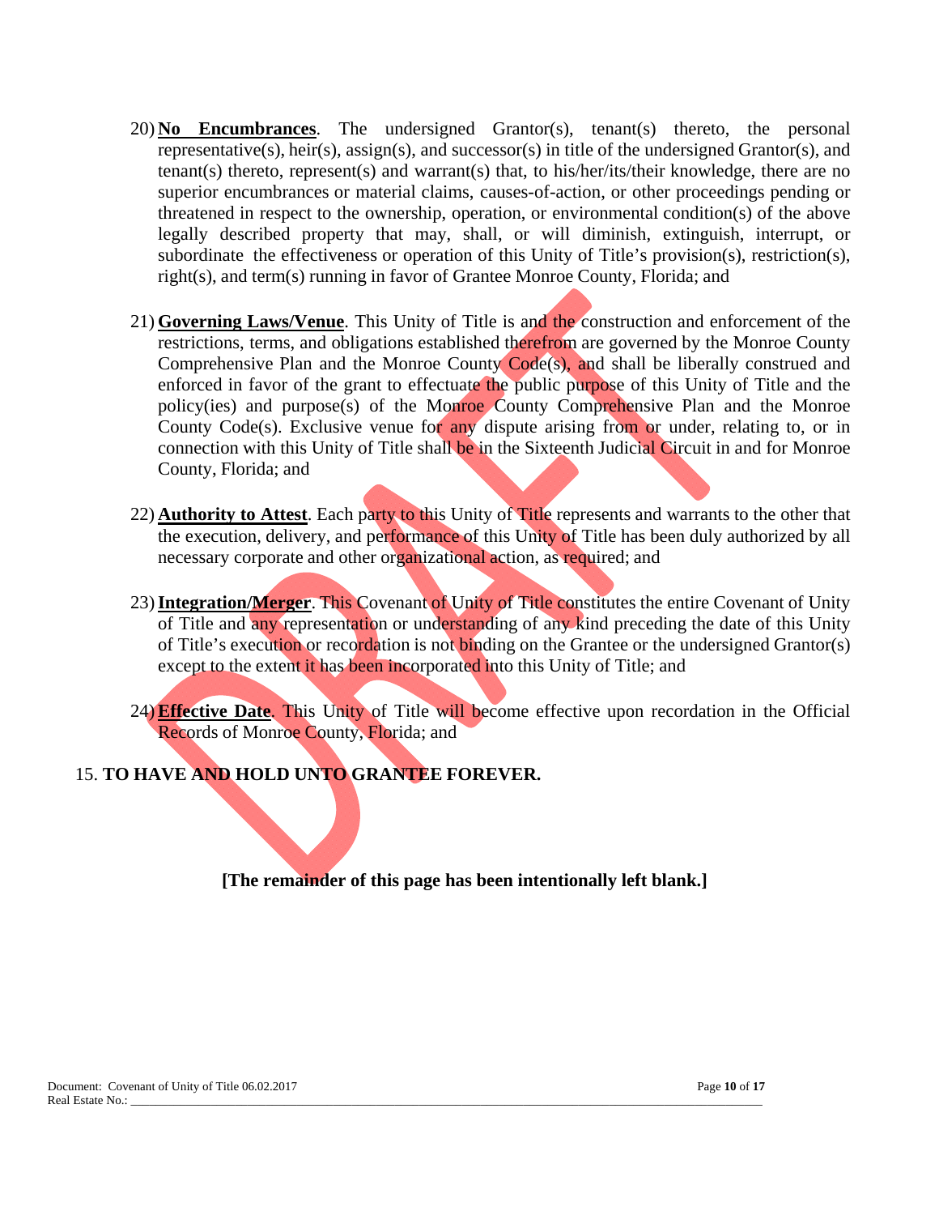20) **No Encumbrances**. The undersigned Grantor(s), tenant(s) thereto, the personal representative(s), heir(s), assign(s), and successor(s) in title of the undersigned Grantor(s), and tenant(s) thereto, represent(s) and warrant(s) that, to his/her/its/their knowledge, there are no superior encumbrances or material claims, causes-of-action, or other proceedings pending or threatened in respect to the ownership, operation, or environmental condition(s) of the above legally described property that may, shall, or will diminish, extinguish, interrupt, or subordinate the effectiveness or operation of this Unity of Title's provision(s), restriction(s), right(s), and term(s) running in favor of Grantee Monroe County, Florida; and

21) **Governing Laws/Venue**. This Unity of Title is and the construction and enforcement of the restrictions, terms, and obligations established therefrom are governed by the Monroe County Comprehensive Plan and the Monroe County Code(s), and shall be liberally construed and enforced in favor of the grant to effectuate the public purpose of this Unity of Title and the policy(ies) and purpose(s) of the Monroe County Comprehensive Plan and the Monroe County Code(s). Exclusive venue for any dispute arising from or under, relating to, or in connection with this Unity of Title shall be in the Sixteenth Judicial Circuit in and for Monroe County, Florida; and

22) **Authority to Attest**. Each party to this Unity of Title represents and warrants to the other that the execution, delivery, and performance of this Unity of Title has been duly authorized by all necessary corporate and other organizational action, as required; and

23) **Integration/Merger**. This Covenant of Unity of Title constitutes the entire Covenant of Unity of Title and any representation or understanding of any kind preceding the date of this Unity of Title's execution or recordation is not binding on the Grantee or the undersigned Grantor(s) except to the extent it has been incorporated into this Unity of Title; and

24) **Effective Date**. This Unity of Title will become effective upon recordation in the Official Records of Monroe County, Florida; and

15. **TO HAVE AND HOLD UNTO GRANTEE FOREVER.**

**[The remainder of this page has been intentionally left blank.]**

Document: Covenant of Unity of Title 06.02.2017
Real Estate No.: ______________________________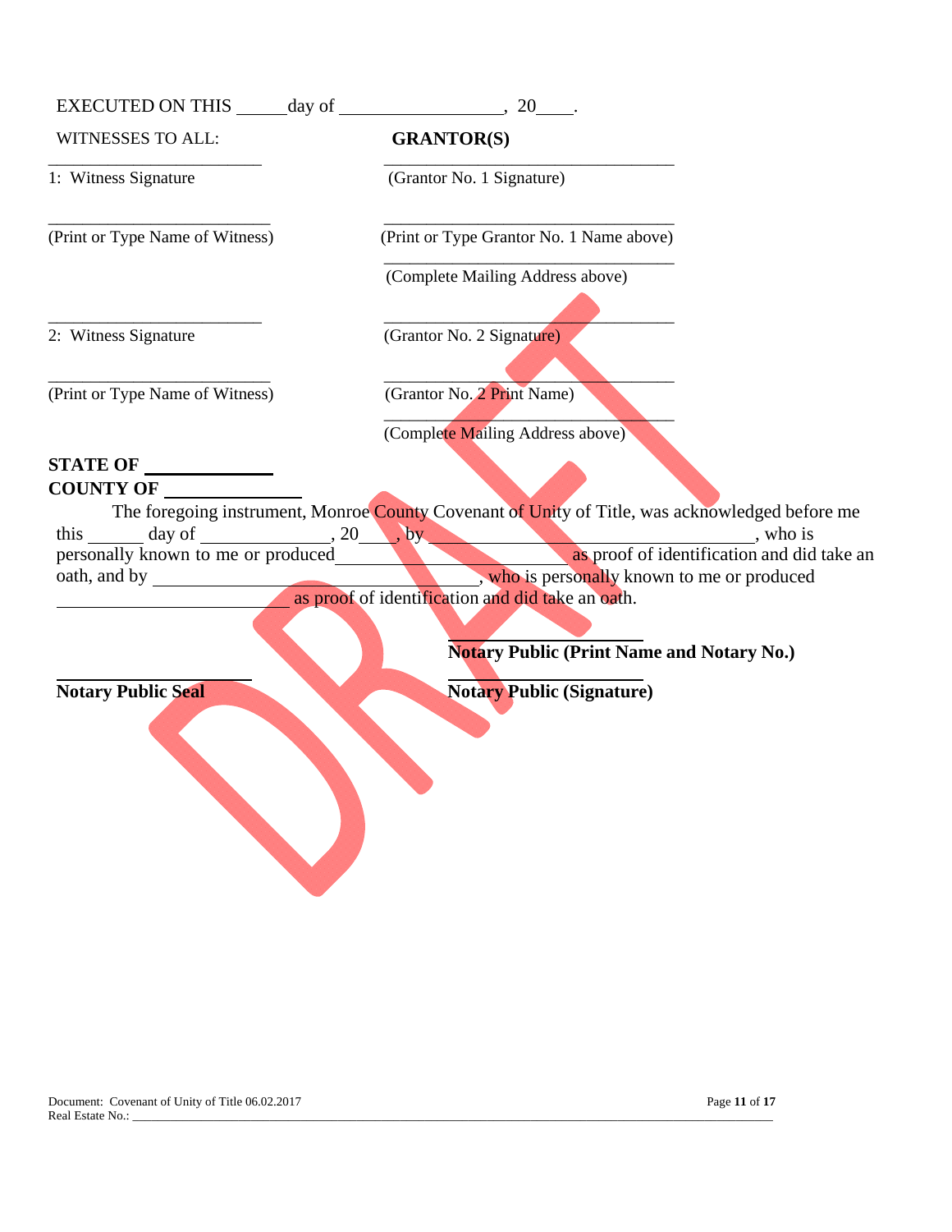EXECUTED ON THIS ______day of __________________, 20____.

WITNESSES TO ALL: **GRANTOR(S)**

| | |
|---|---|
| ________________________ | ________________________________ |
| 1: Witness Signature | (Grantor No. 1 Signature) |
| ________________________ | ________________________________ |
| (Print or Type Name of Witness) | (Print or Type Grantor No. 1 Name above) |
| | ________________________________ |
| | (Complete Mailing Address above) |
| ________________________ | ________________________________ |
| 2: Witness Signature | (Grantor No. 2 Signature) |
| ________________________ | ________________________________ |
| (Print or Type Name of Witness) | (Grantor No. 2 Print Name) |
| | ________________________________ |
| | (Complete Mailing Address above) |

**STATE OF** ______________

**COUNTY OF** ______________

The foregoing instrument, Monroe County Covenant of Unity of Title, was acknowledged before me this ______ day of ______________, 20____, by ____________________________________, who is personally known to me or produced _________________________ as proof of identification and did take an oath, and by ____________________________________, who is personally known to me or produced _________________________ as proof of identification and did take an oath.

_____________________

**Notary Public (Print Name and Notary No.)**

_____________________ _____________________

**Notary Public Seal** **Notary Public (Signature)**

Document: Covenant of Unity of Title 06.02.2017

Real Estate No.: ________________________________________________________________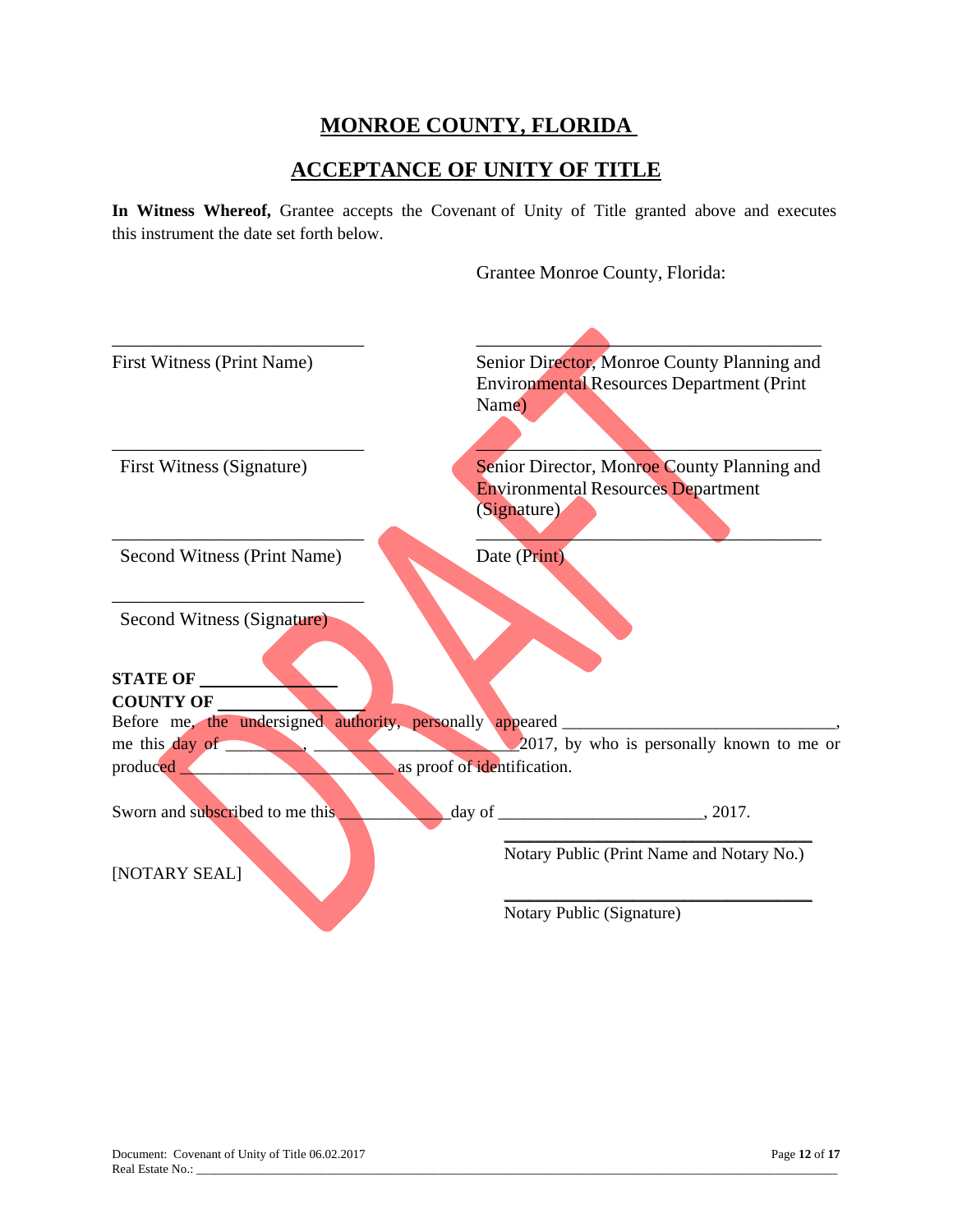# MONROE COUNTY, FLORIDA

## ACCEPTANCE OF UNITY OF TITLE

**In Witness Whereof,** Grantee accepts the Covenant of Unity of Title granted above and executes this instrument the date set forth below.

Grantee Monroe County, Florida:

| | |
|---|---|
| ____________________________ | ______________________________________ |
| First Witness (Print Name) | Senior Director, Monroe County Planning and Environmental Resources Department (Print Name) |
| ____________________________ | ______________________________________ |
| First Witness (Signature) | Senior Director, Monroe County Planning and Environmental Resources Department (Signature) |
| ____________________________ | ______________________________________ |
| Second Witness (Print Name) | Date (Print) |
| ____________________________ | |
| Second Witness (Signature) | |

**STATE OF** _______________
**COUNTY OF** _______________
Before me, the undersigned authority, personally appeared ________________________________, me this day of _________, ______________________2017, by who is personally known to me or produced _________________________ as proof of identification.

Sworn and subscribed to me this ____________day of _______________________, 2017.

___________________________________
Notary Public (Print Name and Notary No.)

[NOTARY SEAL]

___________________________________
Notary Public (Signature)

Document: Covenant of Unity of Title 06.02.2017
Real Estate No.: ________________________________________________________________________________________________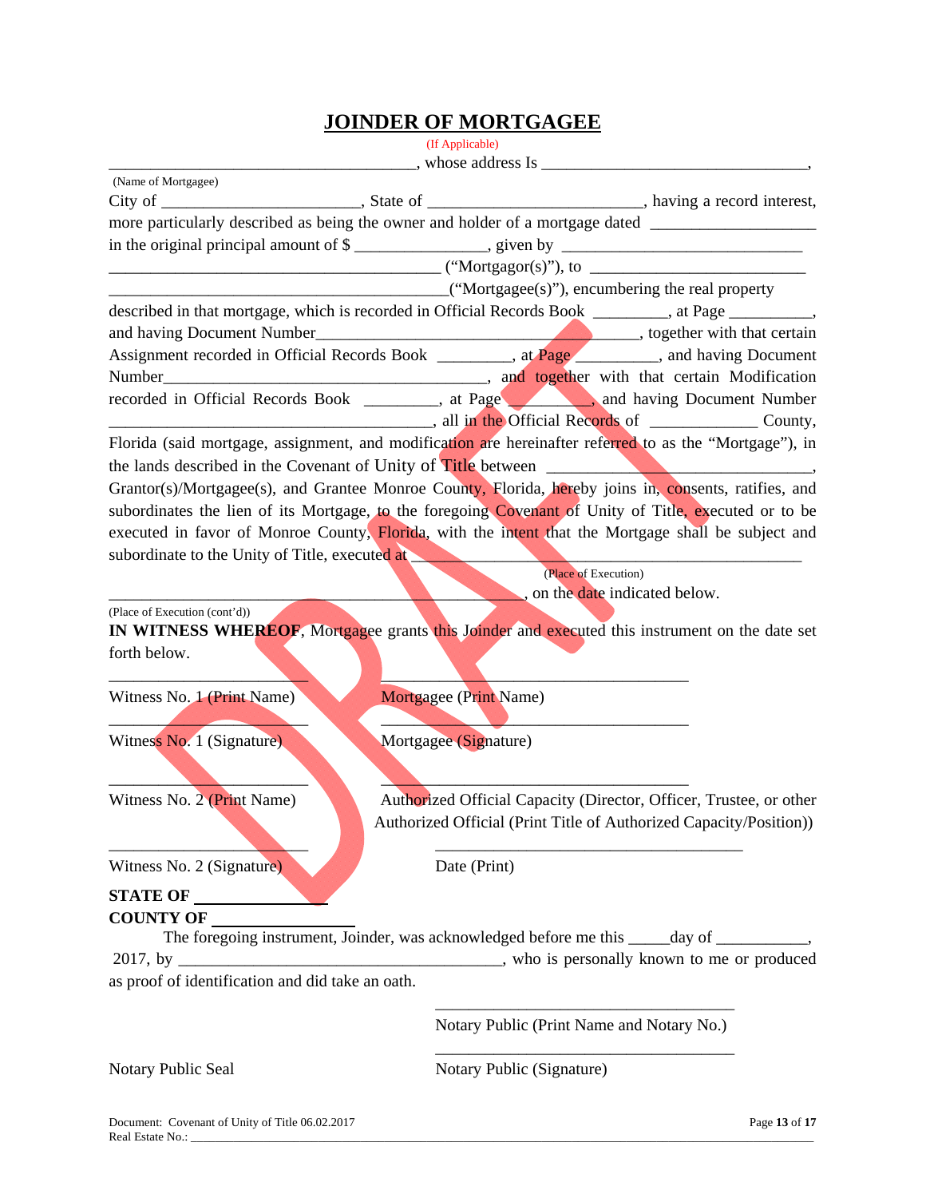# JOINDER OF MORTGAGEE

(If Applicable)

_____________________________________, whose address Is ________________________________,
(Name of Mortgagee)
City of ________________________, State of _________________________, having a record interest, more particularly described as being the owner and holder of a mortgage dated ___________________ in the original principal amount of $ _______________, given by _____________________________ _______________________________________ ("Mortgagor(s)"), to _________________________ ________________________________________("Mortgagee(s)"), encumbering the real property described in that mortgage, which is recorded in Official Records Book _________, at Page __________, and having Document Number_______________________________________, together with that certain Assignment recorded in Official Records Book _________, at Page __________, and having Document Number_______________________________________, and together with that certain Modification recorded in Official Records Book _________, at Page __________, and having Document Number _______________________________________, all in the Official Records of _____________ County, Florida (said mortgage, assignment, and modification are hereinafter referred to as the "Mortgage"), in the lands described in the Covenant of Unity of Title between _______________________________, Grantor(s)/Mortgagee(s), and Grantee Monroe County, Florida, hereby joins in, consents, ratifies, and subordinates the lien of its Mortgage, to the foregoing Covenant of Unity of Title, executed or to be executed in favor of Monroe County, Florida, with the intent that the Mortgage shall be subject and subordinate to the Unity of Title, executed at ________________________________________________
(Place of Execution)
_____________________________________________________, on the date indicated below.
(Place of Execution (cont'd))

**IN WITNESS WHEREOF**, Mortgagee grants this Joinder and executed this instrument on the date set forth below.

________________________ ____________________________________
Witness No. 1 (Print Name) Mortgagee (Print Name)

________________________ ____________________________________
Witness No. 1 (Signature) Mortgagee (Signature)

________________________ ____________________________________
Witness No. 2 (Print Name) Authorized Official Capacity (Director, Officer, Trustee, or other Authorized Official (Print Title of Authorized Capacity/Position))

________________________ ____________________________________
Witness No. 2 (Signature) Date (Print)

**STATE OF** ________________
**COUNTY OF** ________________

The foregoing instrument, Joinder, was acknowledged before me this _____day of ___________, 2017, by _______________________________________, who is personally known to me or produced as proof of identification and did take an oath.

____________________________________
Notary Public (Print Name and Notary No.)

____________________________________
Notary Public Seal Notary Public (Signature)

Document: Covenant of Unity of Title 06.02.2017
Real Estate No.: ______________________________________________________________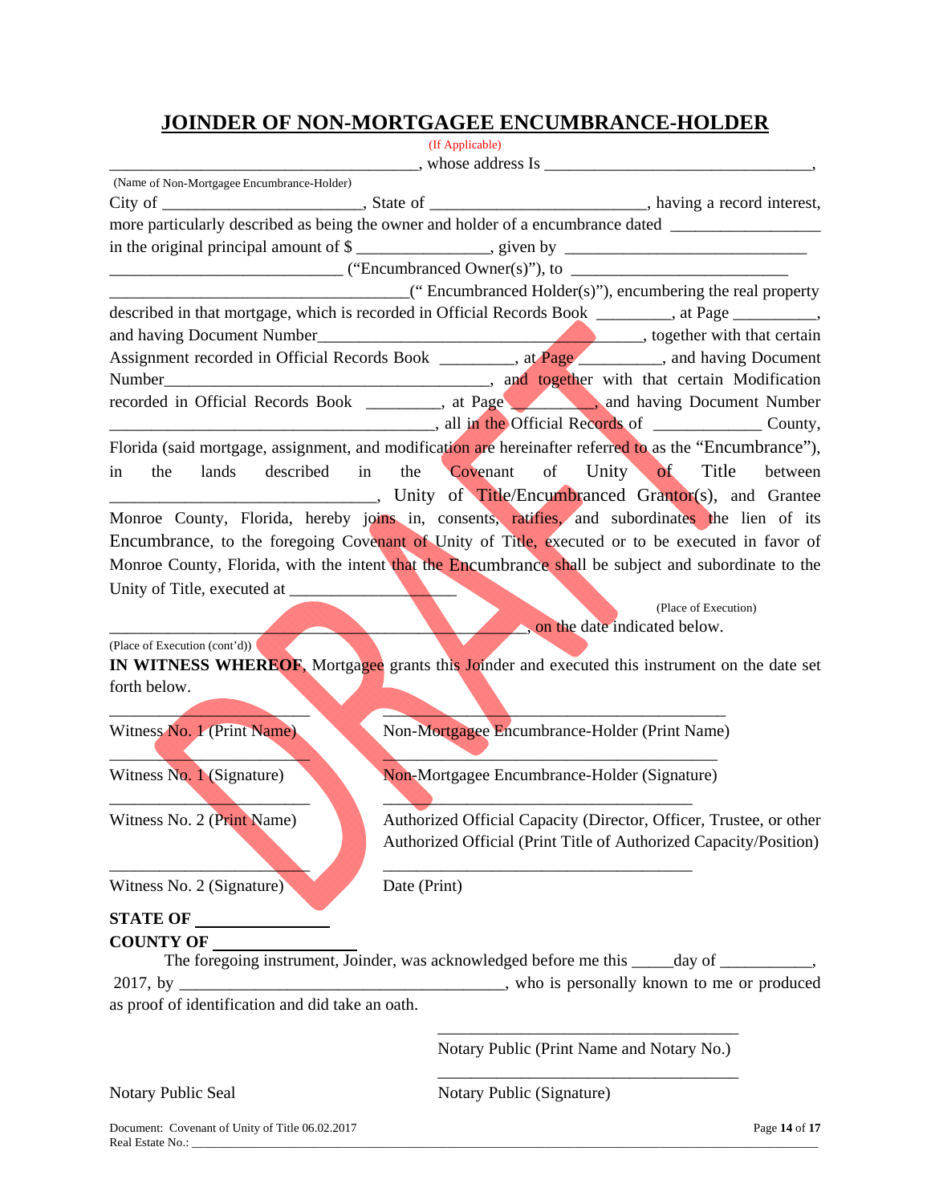# JOINDER OF NON-MORTGAGEE ENCUMBRANCE-HOLDER

(If Applicable)

_____________________________________, whose address Is ________________________________,
(Name of Non-Mortgagee Encumbrance-Holder)
City of ________________________, State of _________________________, having a record interest, more particularly described as being the owner and holder of a encumbrance dated _________________ in the original principal amount of $ _______________, given by ____________________________ ___________________________ ("Encumbranced Owner(s)"), to __________________________ ____________________________________(" Encumbranced Holder(s)"), encumbering the real property described in that mortgage, which is recorded in Official Records Book _________, at Page __________, and having Document Number______________________________________, together with that certain Assignment recorded in Official Records Book _________, at Page __________, and having Document Number_______________________________________, and together with that certain Modification recorded in Official Records Book _________, at Page __________, and having Document Number ________________________________________, all in the Official Records of _____________ County, Florida (said mortgage, assignment, and modification are hereinafter referred to as the "Encumbrance"), in the lands described in the Covenant of Unity of Title between ______________________________, Unity of Title/Encumbranced Grantor(s), and Grantee Monroe County, Florida, hereby joins in, consents, ratifies, and subordinates the lien of its Encumbrance, to the foregoing Covenant of Unity of Title, executed or to be executed in favor of Monroe County, Florida, with the intent that the Encumbrance shall be subject and subordinate to the Unity of Title, executed at ___________________
(Place of Execution)
_________________________________________________, on the date indicated below.
(Place of Execution (cont'd))

**IN WITNESS WHEREOF**, Mortgagee grants this Joinder and executed this instrument on the date set forth below.

| | |
|---|---|
| _______________________ Witness No. 1 (Print Name) | ________________________________________ Non-Mortgagee Encumbrance-Holder (Print Name) |
| _______________________ Witness No. 1 (Signature) | ________________________________________ Non-Mortgagee Encumbrance-Holder (Signature) |
| _______________________ Witness No. 2 (Print Name) | ____________________________________ Authorized Official Capacity (Director, Officer, Trustee, or other Authorized Official (Print Title of Authorized Capacity/Position) |
| _______________________ Witness No. 2 (Signature) | ____________________________________ Date (Print) |

**STATE OF** _______________
**COUNTY OF** ________________

The foregoing instrument, Joinder, was acknowledged before me this _____day of ___________, 2017, by _______________________________________, who is personally known to me or produced as proof of identification and did take an oath.

____________________________________
Notary Public (Print Name and Notary No.)

Notary Public Seal

____________________________________
Notary Public (Signature)

Document: Covenant of Unity of Title 06.02.2017
Real Estate No.: ______________________________________________________________________________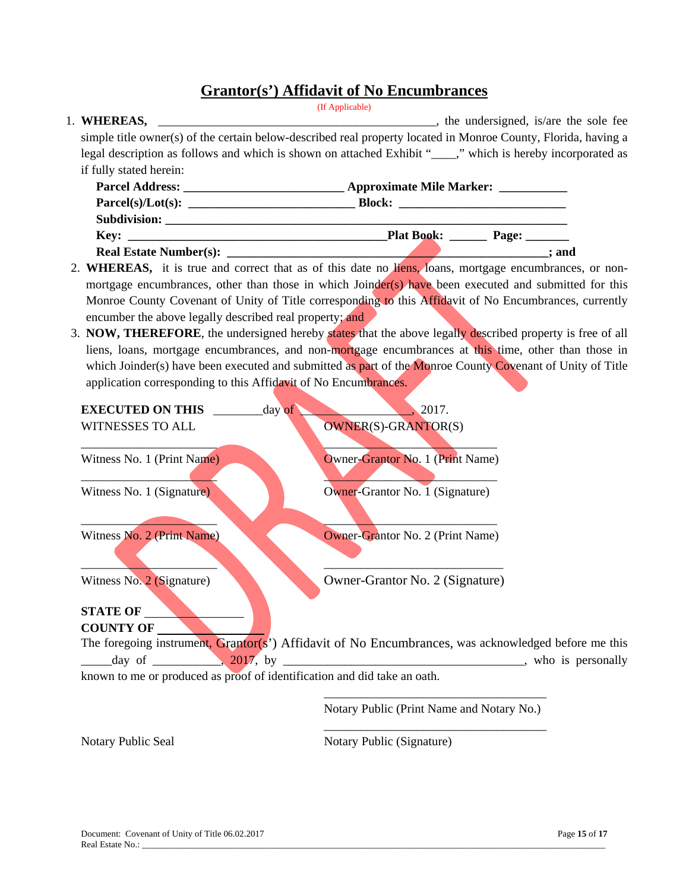# Grantor(s') Affidavit of No Encumbrances

(If Applicable)

1. **WHEREAS,** _____________________________________________, the undersigned, is/are the sole fee simple title owner(s) of the certain below-described real property located in Monroe County, Florida, having a legal description as follows and which is shown on attached Exhibit "____," which is hereby incorporated as if fully stated herein:

   **Parcel Address:** _________________________ **Approximate Mile Marker:** ___________

   **Parcel(s)/Lot(s):** __________________________ **Block:** ___________________________

   **Subdivision:** ______________________________________________________________

   **Key:** ________________________________________**Plat Book:** ______ **Page:** _______

   **Real Estate Number(s):** __________________________________________________; **and**

2. **WHEREAS,** it is true and correct that as of this date no liens, loans, mortgage encumbrances, or non-mortgage encumbrances, other than those in which Joinder(s) have been executed and submitted for this Monroe County Covenant of Unity of Title corresponding to this Affidavit of No Encumbrances, currently encumber the above legally described real property; and

3. **NOW, THEREFORE**, the undersigned hereby states that the above legally described property is free of all liens, loans, mortgage encumbrances, and non-mortgage encumbrances at this time, other than those in which Joinder(s) have been executed and submitted as part of the Monroe County Covenant of Unity of Title application corresponding to this Affidavit of No Encumbrances.

**EXECUTED ON THIS** ________day of _________________, 2017.

WITNESSES TO ALL | OWNER(S)-GRANTOR(S)

______________________ | ____________________________

Witness No. 1 (Print Name) | Owner-Grantor No. 1 (Print Name)

______________________ | ____________________________

Witness No. 1 (Signature) | Owner-Grantor No. 1 (Signature)

______________________ | ____________________________

Witness No. 2 (Print Name) | Owner-Grantor No. 2 (Print Name)

______________________ | ____________________________

Witness No. 2 (Signature) | Owner-Grantor No. 2 (Signature)

**STATE OF** _______________

**COUNTY OF** _______________

The foregoing instrument, Grantor(s') Affidavit of No Encumbrances, was acknowledged before me this _____day of ___________, 2017, by ______________________________________, who is personally known to me or produced as proof of identification and did take an oath.

____________________________________

Notary Public (Print Name and Notary No.)

____________________________________

Notary Public Seal | Notary Public (Signature)

Document: Covenant of Unity of Title 06.02.2017

Real Estate No.: ______________________________________________________________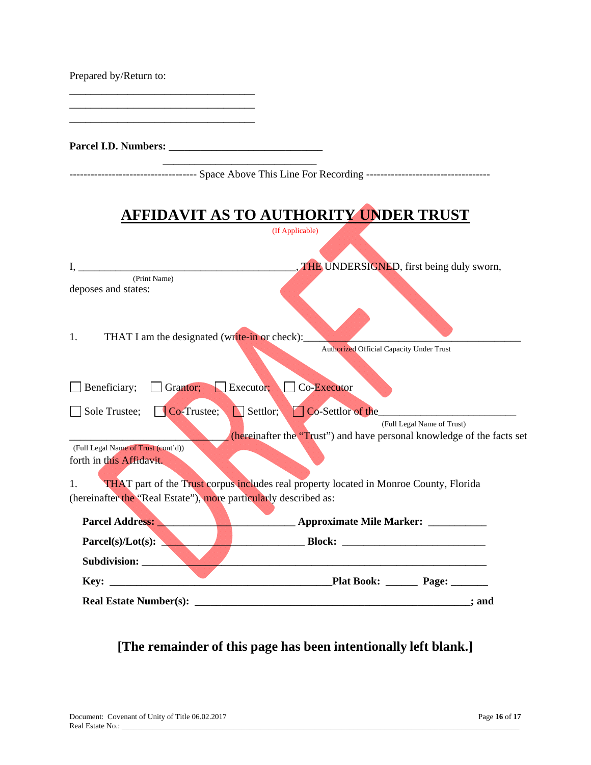Prepared by/Return to:

\_\_\_\_\_\_\_\_\_\_\_\_\_\_\_\_\_\_\_\_\_\_\_\_\_\_\_\_\_\_\_\_\_\_\_\_
\_\_\_\_\_\_\_\_\_\_\_\_\_\_\_\_\_\_\_\_\_\_\_\_\_\_\_\_\_\_\_\_\_\_\_\_
\_\_\_\_\_\_\_\_\_\_\_\_\_\_\_\_\_\_\_\_\_\_\_\_\_\_\_\_\_\_\_\_\_\_\_\_

**Parcel I.D. Numbers: \_\_\_\_\_\_\_\_\_\_\_\_\_\_\_\_\_\_\_\_\_\_\_\_\_\_\_\_\_\_**
**\_\_\_\_\_\_\_\_\_\_\_\_\_\_\_\_\_\_\_\_\_\_\_\_\_\_\_\_\_\_**

------------------------------------ Space Above This Line For Recording -----------------------------------

# AFFIDAVIT AS TO AUTHORITY UNDER TRUST

(If Applicable)

I, \_\_\_\_\_\_\_\_\_\_\_\_\_\_\_\_\_\_\_\_\_\_\_\_\_\_\_\_\_\_\_\_\_\_\_\_\_\_\_\_\_\_\_\_, THE UNDERSIGNED, first being duly sworn,
(Print Name)
deposes and states:

1. THAT I am the designated (write-in or check):\_\_\_\_\_\_\_\_\_\_\_\_\_\_\_\_\_\_\_\_\_\_\_\_\_\_\_\_\_\_\_\_\_\_\_\_\_\_\_\_\_\_\_\_
Authorized Official Capacity Under Trust

☐ Beneficiary; ☐ Grantor; ☐ Executor; ☐ Co-Executor

☐ Sole Trustee; ☐ Co-Trustee; ☐ Settlor; ☐ Co-Settlor of the\_\_\_\_\_\_\_\_\_\_\_\_\_\_\_\_\_\_\_\_\_\_\_\_\_\_\_
(Full Legal Name of Trust)
\_\_\_\_\_\_\_\_\_\_\_\_\_\_\_\_\_\_\_\_\_\_\_\_\_\_\_\_\_\_\_\_\_\_ (hereinafter the "Trust") and have personal knowledge of the facts set
(Full Legal Name of Trust (cont'd))
forth in this Affidavit.

1. THAT part of the Trust corpus includes real property located in Monroe County, Florida (hereinafter the "Real Estate"), more particularly described as:

**Parcel Address: \_\_\_\_\_\_\_\_\_\_\_\_\_\_\_\_\_\_\_\_\_\_\_\_\_\_\_\_ Approximate Mile Marker: \_\_\_\_\_\_\_\_\_\_\_**

**Parcel(s)/Lot(s): \_\_\_\_\_\_\_\_\_\_\_\_\_\_\_\_\_\_\_\_\_\_\_\_\_\_\_\_\_ Block: \_\_\_\_\_\_\_\_\_\_\_\_\_\_\_\_\_\_\_\_\_\_\_\_\_\_\_\_\_\_**

**Subdivision: \_\_\_\_\_\_\_\_\_\_\_\_\_\_\_\_\_\_\_\_\_\_\_\_\_\_\_\_\_\_\_\_\_\_\_\_\_\_\_\_\_\_\_\_\_\_\_\_\_\_\_\_\_\_\_\_\_\_\_\_\_\_\_\_\_\_\_\_\_\_\_\_**

**Key: \_\_\_\_\_\_\_\_\_\_\_\_\_\_\_\_\_\_\_\_\_\_\_\_\_\_\_\_\_\_\_\_\_\_\_\_\_\_\_\_\_\_\_\_\_\_\_Plat Book: \_\_\_\_\_\_ Page: \_\_\_\_\_\_\_**

**Real Estate Number(s): \_\_\_\_\_\_\_\_\_\_\_\_\_\_\_\_\_\_\_\_\_\_\_\_\_\_\_\_\_\_\_\_\_\_\_\_\_\_\_\_\_\_\_\_\_\_\_\_\_\_\_\_\_\_\_\_\_; and**

**[The remainder of this page has been intentionally left blank.]**

DRAFT

Document: Covenant of Unity of Title 06.02.2017
Real Estate No.: \_\_\_\_\_\_\_\_\_\_\_\_\_\_\_\_\_\_\_\_\_\_\_\_\_\_\_\_\_\_\_\_\_\_\_\_\_\_\_\_\_\_\_\_\_\_\_\_\_\_\_\_\_\_\_\_\_\_\_\_\_\_\_\_\_\_\_\_\_\_\_\_\_\_\_\_\_\_\_\_\_\_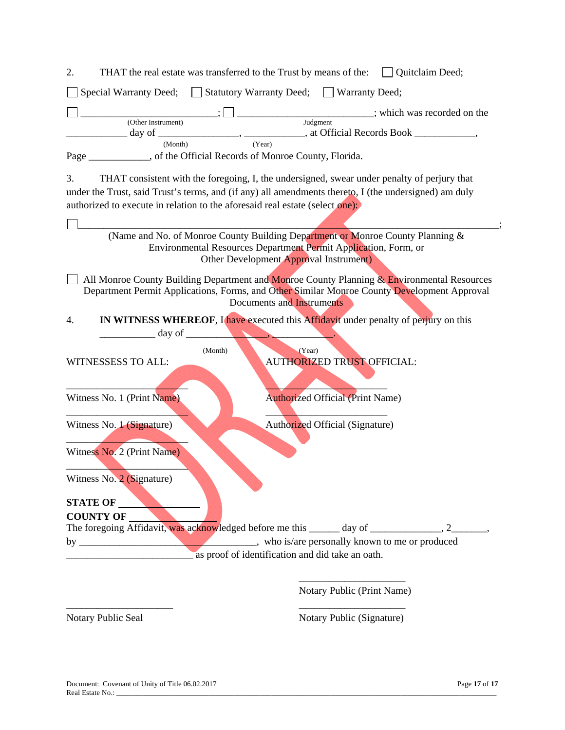2. THAT the real estate was transferred to the Trust by means of the: ☐ Quitclaim Deed; ☐ Special Warranty Deed; ☐ Statutory Warranty Deed; ☐ Warranty Deed; ☐ ___________________________ (Other Instrument); ☐ ___________________________ Judgment; which was recorded on the ___________ day of ________________ (Month), ____________ (Year), at Official Records Book ____________, Page ____________, of the Official Records of Monroe County, Florida.

3. THAT consistent with the foregoing, I, the undersigned, swear under penalty of perjury that under the Trust, said Trust's terms, and (if any) all amendments thereto, I (the undersigned) am duly authorized to execute in relation to the aforesaid real estate (select one):

☐ ________________________________________________________________________________;
(Name and No. of Monroe County Building Department or Monroe County Planning & Environmental Resources Department Permit Application, Form, or Other Development Approval Instrument)

☐ All Monroe County Building Department and Monroe County Planning & Environmental Resources Department Permit Applications, Forms, and Other Similar Monroe County Development Approval Documents and Instruments

4. **IN WITNESS WHEREOF**, I have executed this Affidavit under penalty of perjury on this ___________ day of ________________ (Month), ____________ (Year).

WITNESSESS TO ALL:

_________________________
Witness No. 1 (Print Name)

_________________________
Witness No. 1 (Signature)

_________________________
Witness No. 2 (Print Name)

_________________________
Witness No. 2 (Signature)

AUTHORIZED TRUST OFFICIAL:

_________________________
Authorized Official (Print Name)

_________________________
Authorized Official (Signature)

**STATE OF** _______________
**COUNTY OF** _______________

The foregoing Affidavit, was acknowledged before me this ______ day of ______________, 2_______, by ___________________________________, who is/are personally known to me or produced _________________________ as proof of identification and did take an oath.

_____________________
Notary Public (Print Name)

_____________________
Notary Public Seal

_____________________
Notary Public (Signature)

Document: Covenant of Unity of Title 06.02.2017
Real Estate No.: ________________________________________________